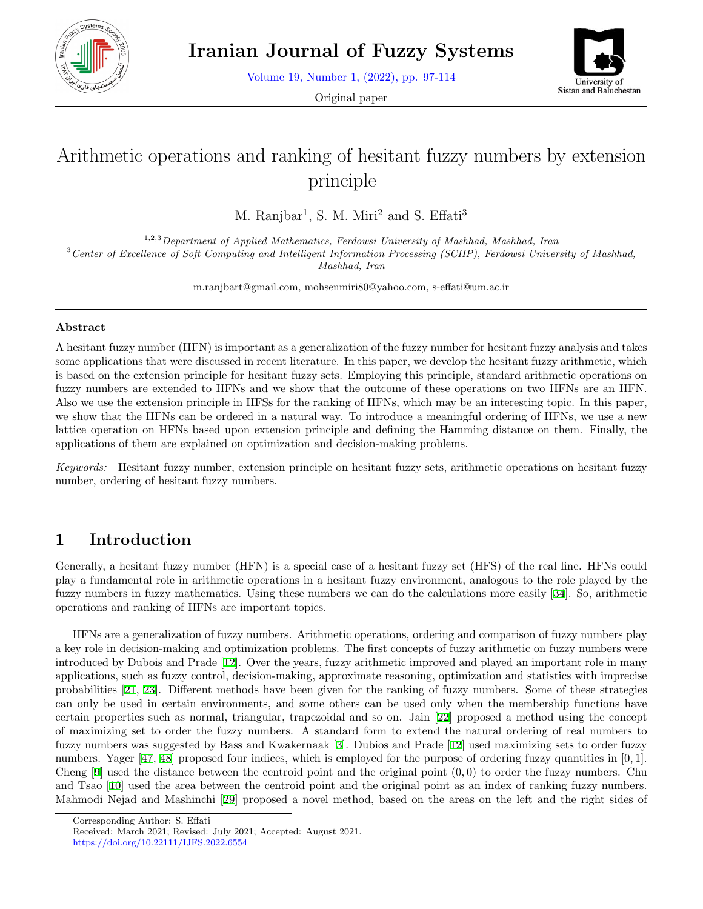# Arithmetic operations and ranking of hesitant fuzzy numbers by extension principle

M. Ranjbar[1], S. M. Miri[2] and S. Effati[3]

[1,2,3] *Department of Applied Mathematics, Ferdowsi University of Mashhad, Mashhad, Iran*
[3] *Center of Excellence of Soft Computing and Intelligent Information Processing (SCIIP), Ferdowsi University of Mashhad, Mashhad, Iran*

m.ranjbart@gmail.com, mohsenmiri80@yahoo.com, s-effati@um.ac.ir

### Abstract

A hesitant fuzzy number (HFN) is important as a generalization of the fuzzy number for hesitant fuzzy analysis and takes some applications that were discussed in recent literature. In this paper, we develop the hesitant fuzzy arithmetic, which is based on the extension principle for hesitant fuzzy sets. Employing this principle, standard arithmetic operations on fuzzy numbers are extended to HFNs and we show that the outcome of these operations on two HFNs are an HFN. Also we use the extension principle in HFSs for the ranking of HFNs, which may be an interesting topic. In this paper, we show that the HFNs can be ordered in a natural way. To introduce a meaningful ordering of HFNs, we use a new lattice operation on HFNs based upon extension principle and defining the Hamming distance on them. Finally, the applications of them are explained on optimization and decision-making problems.

*Keywords:* Hesitant fuzzy number, extension principle on hesitant fuzzy sets, arithmetic operations on hesitant fuzzy number, ordering of hesitant fuzzy numbers.

## 1 Introduction

Generally, a hesitant fuzzy number (HFN) is a special case of a hesitant fuzzy set (HFS) of the real line. HFNs could play a fundamental role in arithmetic operations in a hesitant fuzzy environment, analogous to the role played by the fuzzy numbers in fuzzy mathematics. Using these numbers we can do the calculations more easily [34]. So, arithmetic operations and ranking of HFNs are important topics.

HFNs are a generalization of fuzzy numbers. Arithmetic operations, ordering and comparison of fuzzy numbers play a key role in decision-making and optimization problems. The first concepts of fuzzy arithmetic on fuzzy numbers were introduced by Dubois and Prade [12]. Over the years, fuzzy arithmetic improved and played an important role in many applications, such as fuzzy control, decision-making, approximate reasoning, optimization and statistics with imprecise probabilities [21, 23]. Different methods have been given for the ranking of fuzzy numbers. Some of these strategies can only be used in certain environments, and some others can be used only when the membership functions have certain properties such as normal, triangular, trapezoidal and so on. Jain [22] proposed a method using the concept of maximizing set to order the fuzzy numbers. A standard form to extend the natural ordering of real numbers to fuzzy numbers was suggested by Bass and Kwakernaak [3]. Dubios and Prade [12] used maximizing sets to order fuzzy numbers. Yager [47, 48] proposed four indices, which is employed for the purpose of ordering fuzzy quantities in $[0, 1]$. Cheng [9] used the distance between the centroid point and the original point $(0, 0)$ to order the fuzzy numbers. Chu and Tsao [10] used the area between the centroid point and the original point as an index of ranking fuzzy numbers. Mahmodi Nejad and Mashinchi [29] proposed a novel method, based on the areas on the left and the right sides of

Corresponding Author: S. Effati
Received: March 2021; Revised: July 2021; Accepted: August 2021.
https://doi.org/10.22111/IJFS.2022.6554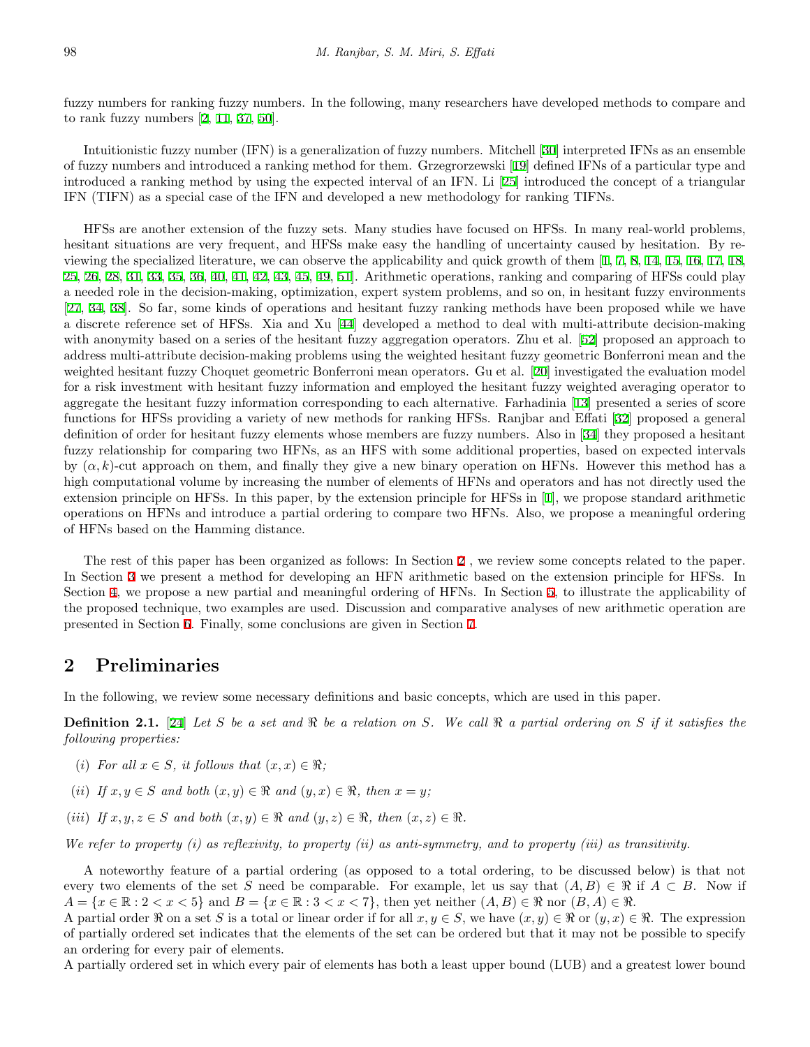fuzzy numbers for ranking fuzzy numbers. In the following, many researchers have developed methods to compare and to rank fuzzy numbers [2, 11, 37, 50].

Intuitionistic fuzzy number (IFN) is a generalization of fuzzy numbers. Mitchell [30] interpreted IFNs as an ensemble of fuzzy numbers and introduced a ranking method for them. Grzegrorzewski [19] defined IFNs of a particular type and introduced a ranking method by using the expected interval of an IFN. Li [25] introduced the concept of a triangular IFN (TIFN) as a special case of the IFN and developed a new methodology for ranking TIFNs.

HFSs are another extension of the fuzzy sets. Many studies have focused on HFSs. In many real-world problems, hesitant situations are very frequent, and HFSs make easy the handling of uncertainty caused by hesitation. By reviewing the specialized literature, we can observe the applicability and quick growth of them [1, 7, 8, 14, 15, 16, 17, 18, 25, 26, 28, 31, 33, 35, 36, 40, 41, 42, 43, 45, 49, 51]. Arithmetic operations, ranking and comparing of HFSs could play a needed role in the decision-making, optimization, expert system problems, and so on, in hesitant fuzzy environments [27, 34, 38]. So far, some kinds of operations and hesitant fuzzy ranking methods have been proposed while we have a discrete reference set of HFSs. Xia and Xu [44] developed a method to deal with multi-attribute decision-making with anonymity based on a series of the hesitant fuzzy aggregation operators. Zhu et al. [52] proposed an approach to address multi-attribute decision-making problems using the weighted hesitant fuzzy geometric Bonferroni mean and the weighted hesitant fuzzy Choquet geometric Bonferroni mean operators. Gu et al. [20] investigated the evaluation model for a risk investment with hesitant fuzzy information and employed the hesitant fuzzy weighted averaging operator to aggregate the hesitant fuzzy information corresponding to each alternative. Farhadinia [13] presented a series of score functions for HFSs providing a variety of new methods for ranking HFSs. Ranjbar and Effati [32] proposed a general definition of order for hesitant fuzzy elements whose members are fuzzy numbers. Also in [34] they proposed a hesitant fuzzy relationship for comparing two HFNs, as an HFS with some additional properties, based on expected intervals by $(\alpha, k)$-cut approach on them, and finally they give a new binary operation on HFNs. However this method has a high computational volume by increasing the number of elements of HFNs and operators and has not directly used the extension principle on HFSs. In this paper, by the extension principle for HFSs in [1], we propose standard arithmetic operations on HFNs and introduce a partial ordering to compare two HFNs. Also, we propose a meaningful ordering of HFNs based on the Hamming distance.

The rest of this paper has been organized as follows: In Section 2 , we review some concepts related to the paper. In Section 3 we present a method for developing an HFN arithmetic based on the extension principle for HFSs. In Section 4, we propose a new partial and meaningful ordering of HFNs. In Section 5, to illustrate the applicability of the proposed technique, two examples are used. Discussion and comparative analyses of new arithmetic operation are presented in Section 6. Finally, some conclusions are given in Section 7.

## 2 Preliminaries

In the following, we review some necessary definitions and basic concepts, which are used in this paper.

**Definition 2.1.** [24] *Let $S$ be a set and $\Re$ be a relation on $S$. We call $\Re$ a partial ordering on $S$ if it satisfies the following properties:*

*(i) For all $x \in S$, it follows that $(x, x) \in \Re$;*

*(ii) If $x, y \in S$ and both $(x, y) \in \Re$ and $(y, x) \in \Re$, then $x = y$;*

*(iii) If $x, y, z \in S$ and both $(x, y) \in \Re$ and $(y, z) \in \Re$, then $(x, z) \in \Re$.*

*We refer to property (i) as reflexivity, to property (ii) as anti-symmetry, and to property (iii) as transitivity.*

A noteworthy feature of a partial ordering (as opposed to a total ordering, to be discussed below) is that not every two elements of the set $S$ need be comparable. For example, let us say that $(A, B) \in \Re$ if $A \subset B$. Now if $A = \{x \in \mathbb{R} : 2 < x < 5\}$ and $B = \{x \in \mathbb{R} : 3 < x < 7\}$, then yet neither $(A, B) \in \Re$ nor $(B, A) \in \Re$.
A partial order $\Re$ on a set $S$ is a total or linear order if for all $x, y \in S$, we have $(x, y) \in \Re$ or $(y, x) \in \Re$. The expression of partially ordered set indicates that the elements of the set can be ordered but that it may not be possible to specify an ordering for every pair of elements.
A partially ordered set in which every pair of elements has both a least upper bound (LUB) and a greatest lower bound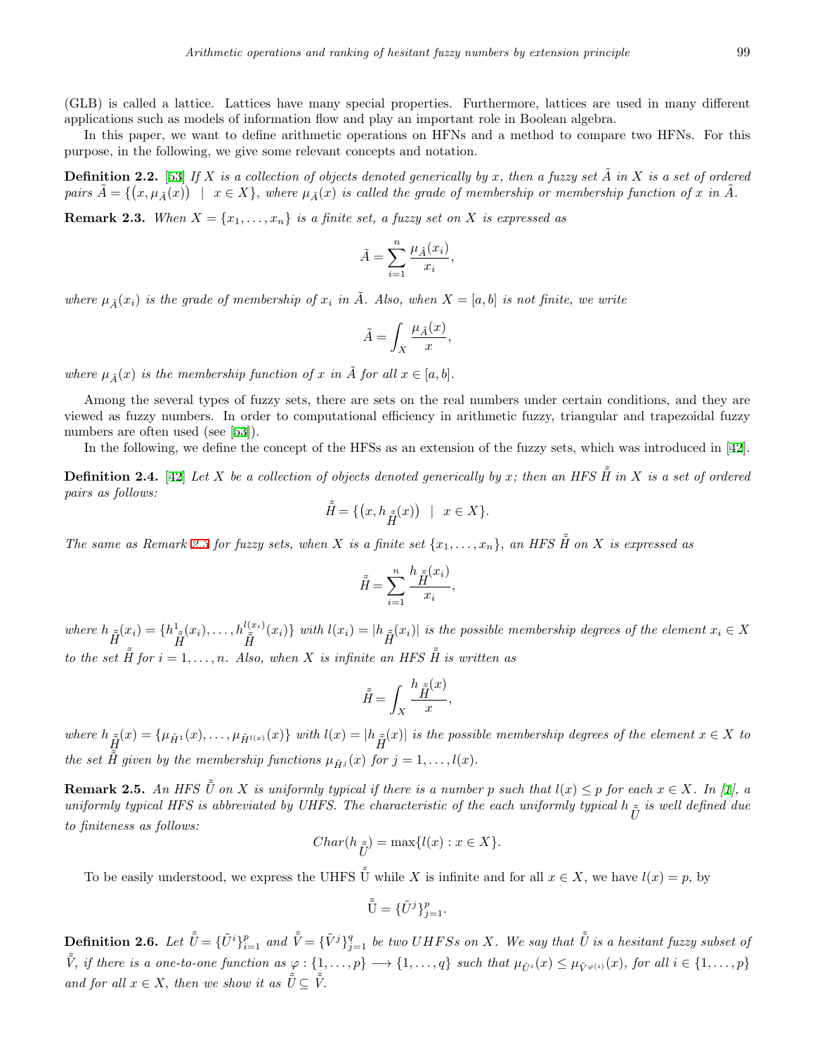(GLB) is called a lattice. Lattices have many special properties. Furthermore, lattices are used in many different applications such as models of information flow and play an important role in Boolean algebra.

In this paper, we want to define arithmetic operations on HFNs and a method to compare two HFNs. For this purpose, in the following, we give some relevant concepts and notation.

**Definition 2.2.** [53] *If $X$ is a collection of objects denoted generically by $x$, then a fuzzy set $\tilde{A}$ in $X$ is a set of ordered pairs $\tilde{A} = \{(x, \mu_{\tilde{A}}(x)) \mid x \in X\}$, where $\mu_{\tilde{A}}(x)$ is called the grade of membership or membership function of $x$ in $\tilde{A}$.*

**Remark 2.3.** *When $X = \{x_1, \ldots, x_n\}$ is a finite set, a fuzzy set on $X$ is expressed as*

$$\tilde{A} = \sum_{i=1}^{n} \frac{\mu_{\tilde{A}}(x_i)}{x_i},$$

*where $\mu_{\tilde{A}}(x_i)$ is the grade of membership of $x_i$ in $\tilde{A}$. Also, when $X = [a, b]$ is not finite, we write*

$$\tilde{A} = \int_X \frac{\mu_{\tilde{A}}(x)}{x},$$

*where $\mu_{\tilde{A}}(x)$ is the membership function of $x$ in $\tilde{A}$ for all $x \in [a, b]$.*

Among the several types of fuzzy sets, there are sets on the real numbers under certain conditions, and they are viewed as fuzzy numbers. In order to computational efficiency in arithmetic fuzzy, triangular and trapezoidal fuzzy numbers are often used (see [53]).

In the following, we define the concept of the HFSs as an extension of the fuzzy sets, which was introduced in [42].

**Definition 2.4.** [42] *Let $X$ be a collection of objects denoted generically by $x$; then an HFS $\tilde{\tilde{H}}$ in $X$ is a set of ordered pairs as follows:*

$$\tilde{\tilde{H}} = \{(x, h_{\tilde{\tilde{H}}}(x)) \mid x \in X\}.$$

*The same as Remark 2.3 for fuzzy sets, when $X$ is a finite set $\{x_1, \ldots, x_n\}$, an HFS $\tilde{\tilde{H}}$ on $X$ is expressed as*

$$\tilde{\tilde{H}} = \sum_{i=1}^{n} \frac{h_{\tilde{\tilde{H}}}(x_i)}{x_i},$$

*where $h_{\tilde{\tilde{H}}}(x_i) = \{h^1_{\tilde{\tilde{H}}}(x_i), \ldots, h^{l(x_i)}_{\tilde{\tilde{H}}}(x_i)\}$ with $l(x_i) = |h_{\tilde{\tilde{H}}}(x_i)|$ is the possible membership degrees of the element $x_i \in X$ to the set $\tilde{\tilde{H}}$ for $i = 1, \ldots, n$. Also, when $X$ is infinite an HFS $\tilde{\tilde{H}}$ is written as*

$$\tilde{\tilde{H}} = \int_X \frac{h_{\tilde{\tilde{H}}}(x)}{x},$$

*where $h_{\tilde{\tilde{H}}}(x) = \{\mu_{\tilde{H}^1}(x), \ldots, \mu_{\tilde{H}^{l(x)}}(x)\}$ with $l(x) = |h_{\tilde{\tilde{H}}}(x)|$ is the possible membership degrees of the element $x \in X$ to the set $\tilde{\tilde{H}}$ given by the membership functions $\mu_{\tilde{H}^j}(x)$ for $j = 1, \ldots, l(x)$.*

**Remark 2.5.** *An HFS $\tilde{\tilde{U}}$ on $X$ is uniformly typical if there is a number $p$ such that $l(x) \leq p$ for each $x \in X$. In [1], a uniformly typical HFS is abbreviated by UHFS. The characteristic of the each uniformly typical $h_{\tilde{\tilde{U}}}$ is well defined due to finiteness as follows:*

$$Char(h_{\tilde{\tilde{U}}}) = \max\{l(x) : x \in X\}.$$

To be easily understood, we express the UHFS $\tilde{\tilde{U}}$ while $X$ is infinite and for all $x \in X$, we have $l(x) = p$, by

$$\tilde{\tilde{U}} = \{\tilde{U}^j\}_{j=1}^{p}.$$

**Definition 2.6.** *Let $\tilde{\tilde{U}} = \{\tilde{U}^i\}_{i=1}^{p}$ and $\tilde{\tilde{V}} = \{\tilde{V}^j\}_{j=1}^{q}$ be two UHFSs on $X$. We say that $\tilde{\tilde{U}}$ is a hesitant fuzzy subset of $\tilde{\tilde{V}}$, if there is a one-to-one function as $\varphi : \{1, \ldots, p\} \longrightarrow \{1, \ldots, q\}$ such that $\mu_{\tilde{U}^i}(x) \leq \mu_{\tilde{V}^{\varphi(i)}}(x)$, for all $i \in \{1, \ldots, p\}$ and for all $x \in X$, then we show it as $\tilde{\tilde{U}} \subseteq \tilde{\tilde{V}}$.*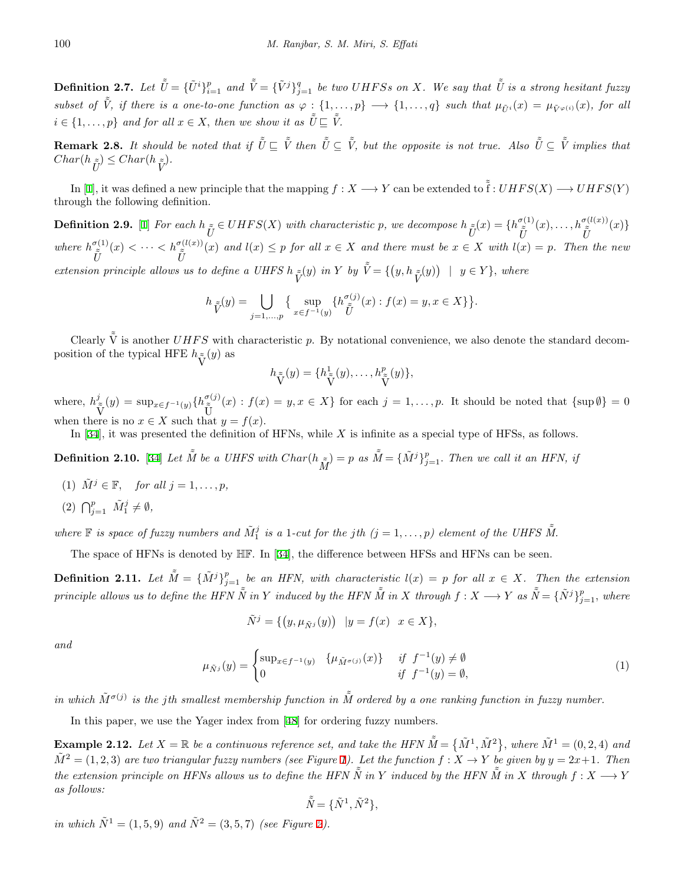**Definition 2.7.** *Let $\tilde{\tilde{U}} = \{\tilde{U}^i\}_{i=1}^p$ and $\tilde{\tilde{V}} = \{\tilde{V}^j\}_{j=1}^q$ be two UHFSs on $X$. We say that $\tilde{\tilde{U}}$ is a strong hesitant fuzzy subset of $\tilde{\tilde{V}}$, if there is a one-to-one function as $\varphi : \{1, \ldots, p\} \longrightarrow \{1, \ldots, q\}$ such that $\mu_{\tilde{U}^i}(x) = \mu_{\tilde{V}^{\varphi(i)}}(x)$, for all $i \in \{1, \ldots, p\}$ and for all $x \in X$, then we show it as $\tilde{\tilde{U}} \sqsubseteq \tilde{\tilde{V}}$.*

**Remark 2.8.** *It should be noted that if $\tilde{\tilde{U}} \sqsubseteq \tilde{\tilde{V}}$ then $\tilde{\tilde{U}} \subseteq \tilde{\tilde{V}}$, but the opposite is not true. Also $\tilde{\tilde{U}} \subseteq \tilde{\tilde{V}}$ implies that $Char(h_{\tilde{\tilde{U}}}) \leq Char(h_{\tilde{\tilde{V}}})$.*

In [1], it was defined a new principle that the mapping $f : X \longrightarrow Y$ can be extended to $\tilde{\tilde{f}} : UHFS(X) \longrightarrow UHFS(Y)$ through the following definition.

**Definition 2.9.** [1] *For each $h_{\tilde{\tilde{U}}} \in UHFS(X)$ with characteristic $p$, we decompose $h_{\tilde{\tilde{U}}}(x) = \{h^{\sigma(1)}_{\tilde{\tilde{U}}}(x), \ldots, h^{\sigma(l(x))}_{\tilde{\tilde{U}}}(x)\}$ where $h^{\sigma(1)}_{\tilde{\tilde{U}}}(x) < \cdots < h^{\sigma(l(x))}_{\tilde{\tilde{U}}}(x)$ and $l(x) \leq p$ for all $x \in X$ and there must be $x \in X$ with $l(x) = p$. Then the new extension principle allows us to define a UHFS $h_{\tilde{\tilde{V}}}(y)$ in $Y$ by $\tilde{\tilde{V}} = \{(y, h_{\tilde{\tilde{V}}}(y)) \mid y \in Y\}$, where*

$$h_{\tilde{\tilde{V}}}(y) = \bigcup_{j=1,\ldots,p} \{ \sup_{x \in f^{-1}(y)} \{h^{\sigma(j)}_{\tilde{\tilde{U}}}(x) : f(x) = y, x \in X\}\}.$$

Clearly $\tilde{\tilde{V}}$ is another $UHFS$ with characteristic $p$. By notational convenience, we also denote the standard decomposition of the typical HFE $h_{\tilde{\tilde{V}}}(y)$ as

$$h_{\tilde{\tilde{V}}}(y) = \{h^1_{\tilde{\tilde{V}}}(y), \ldots, h^p_{\tilde{\tilde{V}}}(y)\},$$

where, $h^j_{\tilde{\tilde{V}}}(y) = \sup_{x \in f^{-1}(y)}\{h^{\sigma(j)}_{\tilde{\tilde{U}}}(x) : f(x) = y, x \in X\}$ for each $j = 1, \ldots, p$. It should be noted that $\{\sup \emptyset\} = 0$ when there is no $x \in X$ such that $y = f(x)$.

In [34], it was presented the definition of HFNs, while $X$ is infinite as a special type of HFSs, as follows.

**Definition 2.10.** [34] *Let $\tilde{\tilde{M}}$ be a UHFS with $Char(h_{\tilde{\tilde{M}}}) = p$ as $\tilde{\tilde{M}} = \{\tilde{M}^j\}_{j=1}^p$. Then we call it an HFN, if*

1. $\tilde{M}^j \in \mathbb{F}$, *for all $j = 1, \ldots, p$,*
2. $\bigcap_{j=1}^p \tilde{M}_1^j \neq \emptyset$,

*where $\mathbb{F}$ is space of fuzzy numbers and $\tilde{M}_1^j$ is a 1-cut for the jth ($j = 1, \ldots, p$) element of the UHFS $\tilde{\tilde{M}}$.*

The space of HFNs is denoted by $\mathbb{HF}$. In [34], the difference between HFSs and HFNs can be seen.

**Definition 2.11.** *Let $\tilde{\tilde{M}} = \{\tilde{M}^j\}_{j=1}^p$ be an HFN, with characteristic $l(x) = p$ for all $x \in X$. Then the extension principle allows us to define the HFN $\tilde{\tilde{N}}$ in $Y$ induced by the HFN $\tilde{\tilde{M}}$ in $X$ through $f : X \longrightarrow Y$ as $\tilde{\tilde{N}} = \{\tilde{N}^j\}_{j=1}^p$, where*

$$\tilde{N}^j = \{(y, \mu_{\tilde{N}^j}(y)) \quad | y = f(x) \quad x \in X\},$$

*and*

$$\mu_{\tilde{N}^j}(y) = \begin{cases} \sup_{x \in f^{-1}(y)} \quad \{\mu_{\tilde{M}^{\sigma(j)}}(x)\} & \text{if } f^{-1}(y) \neq \emptyset \\ 0 & \text{if } f^{-1}(y) = \emptyset, \end{cases} \tag{1}$$

*in which $\tilde{M}^{\sigma(j)}$ is the jth smallest membership function in $\tilde{\tilde{M}}$ ordered by a one ranking function in fuzzy number.*

In this paper, we use the Yager index from [48] for ordering fuzzy numbers.

**Example 2.12.** *Let $X = \mathbb{R}$ be a continuous reference set, and take the HFN $\tilde{\tilde{M}} = \{\tilde{M}^1, \tilde{M}^2\}$, where $\tilde{M}^1 = (0, 2, 4)$ and $\tilde{M}^2 = (1, 2, 3)$ are two triangular fuzzy numbers (see Figure 1). Let the function $f : X \to Y$ be given by $y = 2x+1$. Then the extension principle on HFNs allows us to define the HFN $\tilde{\tilde{N}}$ in $Y$ induced by the HFN $\tilde{\tilde{M}}$ in $X$ through $f : X \longrightarrow Y$ as follows:*

$$\tilde{\tilde{N}} = \{\tilde{N}^1, \tilde{N}^2\},$$

*in which $\tilde{N}^1 = (1, 5, 9)$ and $\tilde{N}^2 = (3, 5, 7)$ (see Figure 2).*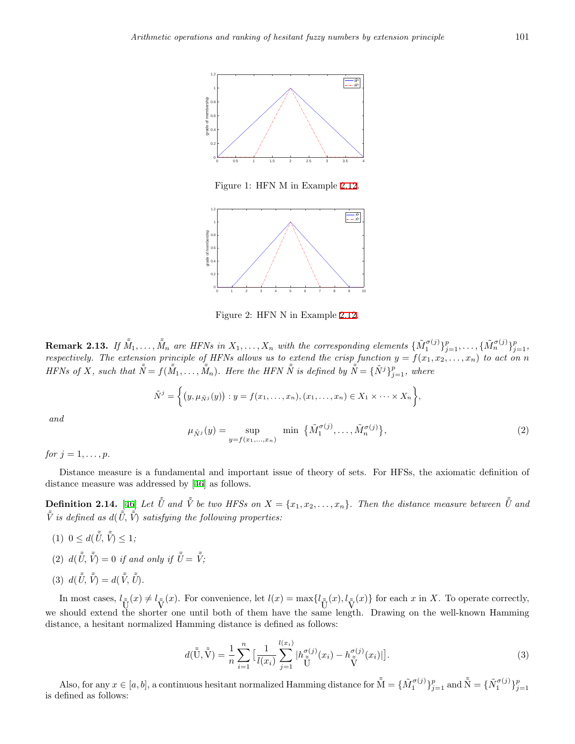Figure 1: HFN M in Example 2.12.

Figure 2: HFN N in Example 2.12.

**Remark 2.13.** *If $\tilde{\tilde{M}}_1, \ldots, \tilde{\tilde{M}}_n$ are HFNs in $X_1, \ldots, X_n$ with the corresponding elements $\{\tilde{M}_1^{\sigma(j)}\}_{j=1}^p, \ldots, \{\tilde{M}_n^{\sigma(j)}\}_{j=1}^p$, respectively. The extension principle of HFNs allows us to extend the crisp function $y = f(x_1, x_2, \ldots, x_n)$ to act on $n$ HFNs of $X$, such that $\tilde{\tilde{N}} = f(\tilde{\tilde{M}}_1, \ldots, \tilde{\tilde{M}}_n)$. Here the HFN $\tilde{\tilde{N}}$ is defined by $\tilde{\tilde{N}} = \{\tilde{N}^j\}_{j=1}^p$, where*

$$\tilde{N}^j = \Big\{ \big(y, \mu_{\tilde{N}^j}(y)\big) : y = f(x_1, \ldots, x_n), (x_1, \ldots, x_n) \in X_1 \times \cdots \times X_n \Big\},$$

*and*

$$\mu_{\tilde{N}^j}(y) = \sup_{y=f(x_1,\ldots,x_n)} \ \min \ \big\{\tilde{M}_1^{\sigma(j)}, \ldots, \tilde{M}_n^{\sigma(j)}\big\}, \tag{2}$$

*for $j = 1, \ldots, p$.*

Distance measure is a fundamental and important issue of theory of sets. For HFSs, the axiomatic definition of distance measure was addressed by [46] as follows.

**Definition 2.14.** [46] *Let $\tilde{\tilde{U}}$ and $\tilde{\tilde{V}}$ be two HFSs on $X = \{x_1, x_2, \ldots, x_n\}$. Then the distance measure between $\tilde{\tilde{U}}$ and $\tilde{\tilde{V}}$ is defined as $d(\tilde{\tilde{U}}, \tilde{\tilde{V}})$ satisfying the following properties:*

(1) $0 \leq d(\tilde{\tilde{U}}, \tilde{\tilde{V}}) \leq 1$;

(2) $d(\tilde{\tilde{U}}, \tilde{\tilde{V}}) = 0$ *if and only if* $\tilde{\tilde{U}} = \tilde{\tilde{V}}$;

(3) $d(\tilde{\tilde{U}}, \tilde{\tilde{V}}) = d(\tilde{\tilde{V}}, \tilde{\tilde{U}})$.

In most cases, $l_{\tilde{\tilde{U}}}(x) \neq l_{\tilde{\tilde{V}}}(x)$. For convenience, let $l(x) = \max\{l_{\tilde{\tilde{U}}}(x), l_{\tilde{\tilde{V}}}(x)\}$ for each $x$ in $X$. To operate correctly, we should extend the shorter one until both of them have the same length. Drawing on the well-known Hamming distance, a hesitant normalized Hamming distance is defined as follows:

$$d(\tilde{\tilde{U}}, \tilde{\tilde{V}}) = \frac{1}{n} \sum_{i=1}^{n} \Big[ \frac{1}{l(x_i)} \sum_{j=1}^{l(x_i)} |h_{\tilde{\tilde{U}}}^{\sigma(j)}(x_i) - h_{\tilde{\tilde{V}}}^{\sigma(j)}(x_i)| \Big]. \tag{3}$$

Also, for any $x \in [a, b]$, a continuous hesitant normalized Hamming distance for $\tilde{\tilde{M}} = \{\tilde{M}_1^{\sigma(j)}\}_{j=1}^p$ and $\tilde{\tilde{N}} = \{\tilde{N}_1^{\sigma(j)}\}_{j=1}^p$ is defined as follows: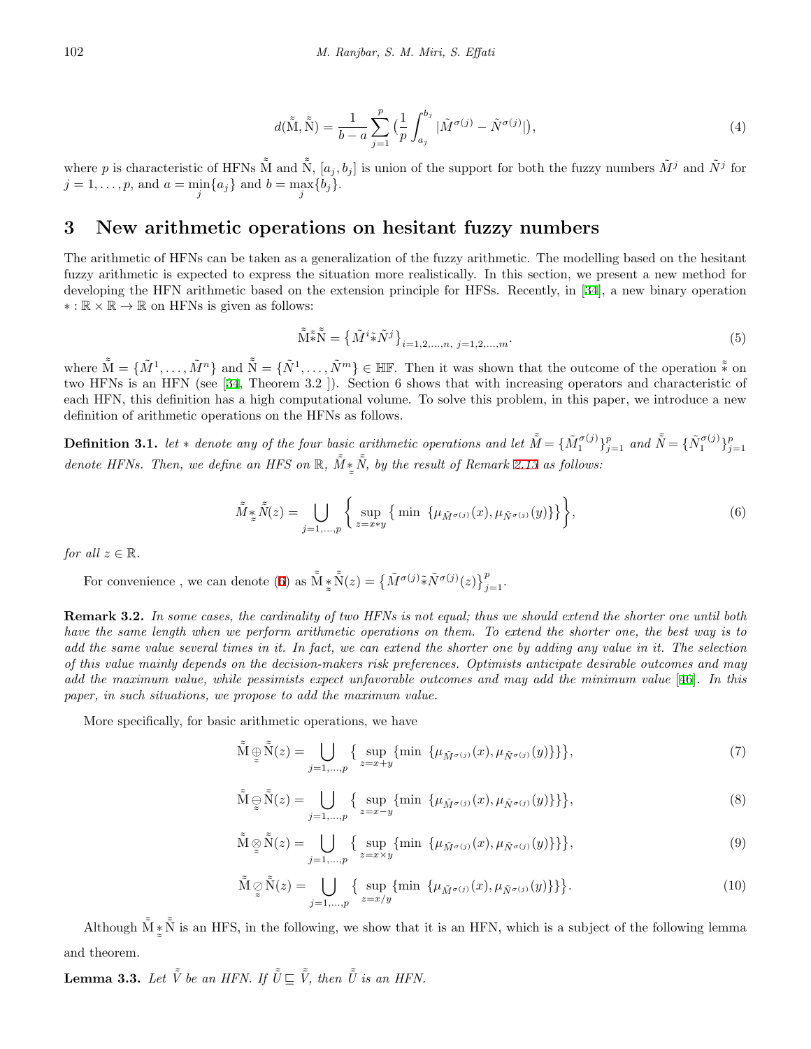$$d(\tilde{\tilde{\mathrm{M}}}, \tilde{\tilde{\mathrm{N}}}) = \frac{1}{b-a} \sum_{j=1}^{p} \big( \frac{1}{p} \int_{a_j}^{b_j} |\tilde{M}^{\sigma(j)} - \tilde{N}^{\sigma(j)}| \big), \tag{4}$$

where $p$ is characteristic of HFNs $\tilde{\tilde{\mathrm{M}}}$ and $\tilde{\tilde{\mathrm{N}}}$, $[a_j, b_j]$ is union of the support for both the fuzzy numbers $\tilde{M}^j$ and $\tilde{N}^j$ for $j = 1, \ldots, p$, and $a = \min_j \{a_j\}$ and $b = \max_j \{b_j\}$.

## 3 New arithmetic operations on hesitant fuzzy numbers

The arithmetic of HFNs can be taken as a generalization of the fuzzy arithmetic. The modelling based on the hesitant fuzzy arithmetic is expected to express the situation more realistically. In this section, we present a new method for developing the HFN arithmetic based on the extension principle for HFSs. Recently, in [34], a new binary operation $* : \mathbb{R} \times \mathbb{R} \to \mathbb{R}$ on HFNs is given as follows:

$$\tilde{\tilde{\mathrm{M}}} \tilde{\tilde{*}} \tilde{\tilde{\mathrm{N}}} = \big\{ \tilde{M}^i \tilde{*} \tilde{N}^j \big\}_{i=1,2,\ldots,n,\ j=1,2,\ldots,m}. \tag{5}$$

where $\tilde{\tilde{\mathrm{M}}} = \{\tilde{M}^1, \ldots, \tilde{M}^n\}$ and $\tilde{\tilde{\mathrm{N}}} = \{\tilde{N}^1, \ldots, \tilde{N}^m\} \in \mathbb{HF}$. Then it was shown that the outcome of the operation $\tilde{\tilde{*}}$ on two HFNs is an HFN (see [34, Theorem 3.2 ]). Section 6 shows that with increasing operators and characteristic of each HFN, this definition has a high computational volume. To solve this problem, in this paper, we introduce a new definition of arithmetic operations on the HFNs as follows.

**Definition 3.1.** *let $*$ denote any of the four basic arithmetic operations and let $\tilde{\tilde{M}} = \{\tilde{M}_1^{\sigma(j)}\}_{j=1}^p$ and $\tilde{\tilde{N}} = \{\tilde{N}_1^{\sigma(j)}\}_{j=1}^p$ denote HFNs. Then, we define an HFS on $\mathbb{R}$, $\tilde{\tilde{M}} \underset{\approx}{*} \tilde{\tilde{N}}$, by the result of Remark 2.15 as follows:*

$$\tilde{\tilde{M}} \underset{\approx}{*} \tilde{\tilde{N}}(z) = \bigcup_{j=1,\ldots,p} \Big\{ \sup_{z=x*y} \big\{ \min \ \{\mu_{\tilde{M}^{\sigma(j)}}(x), \mu_{\tilde{N}^{\sigma(j)}}(y)\} \big\} \Big\}, \tag{6}$$

*for all $z \in \mathbb{R}$.*

For convenience , we can denote (6) as $\tilde{\tilde{\mathrm{M}}} \underset{\approx}{*} \tilde{\tilde{\mathrm{N}}}(z) = \big\{ \tilde{M}^{\sigma(j)} \tilde{*} \tilde{N}^{\sigma(j)}(z) \big\}_{j=1}^p$.

**Remark 3.2.** *In some cases, the cardinality of two HFNs is not equal; thus we should extend the shorter one until both have the same length when we perform arithmetic operations on them. To extend the shorter one, the best way is to add the same value several times in it. In fact, we can extend the shorter one by adding any value in it. The selection of this value mainly depends on the decision-makers risk preferences. Optimists anticipate desirable outcomes and may add the maximum value, while pessimists expect unfavorable outcomes and may add the minimum value [46]. In this paper, in such situations, we propose to add the maximum value.*

More specifically, for basic arithmetic operations, we have

$$\tilde{\tilde{\mathrm{M}}} \underset{\approx}{\oplus} \tilde{\tilde{\mathrm{N}}}(z) = \bigcup_{j=1,\ldots,p} \big\{ \sup_{z=x+y} \{\min \ \{\mu_{\tilde{M}^{\sigma(j)}}(x), \mu_{\tilde{N}^{\sigma(j)}}(y)\}\} \big\}, \tag{7}$$

$$\tilde{\tilde{\mathrm{M}}} \underset{\approx}{\ominus} \tilde{\tilde{\mathrm{N}}}(z) = \bigcup_{j=1,\ldots,p} \big\{ \sup_{z=x-y} \{\min \ \{\mu_{\tilde{M}^{\sigma(j)}}(x), \mu_{\tilde{N}^{\sigma(j)}}(y)\}\} \big\}, \tag{8}$$

$$\tilde{\tilde{\mathrm{M}}} \underset{\approx}{\otimes} \tilde{\tilde{\mathrm{N}}}(z) = \bigcup_{j=1,\ldots,p} \big\{ \sup_{z=x\times y} \{\min \ \{\mu_{\tilde{M}^{\sigma(j)}}(x), \mu_{\tilde{N}^{\sigma(j)}}(y)\}\} \big\}, \tag{9}$$

$$\tilde{\tilde{\mathrm{M}}} \underset{\approx}{\oslash} \tilde{\tilde{\mathrm{N}}}(z) = \bigcup_{j=1,\ldots,p} \big\{ \sup_{z=x/y} \{\min \ \{\mu_{\tilde{M}^{\sigma(j)}}(x), \mu_{\tilde{N}^{\sigma(j)}}(y)\}\} \big\}. \tag{10}$$

Although $\tilde{\tilde{\mathrm{M}}} \underset{\approx}{*} \tilde{\tilde{\mathrm{N}}}$ is an HFS, in the following, we show that it is an HFN, which is a subject of the following lemma and theorem.

**Lemma 3.3.** *Let $\tilde{\tilde{V}}$ be an HFN. If $\tilde{\tilde{U}} \sqsubseteq \tilde{\tilde{V}}$, then $\tilde{\tilde{U}}$ is an HFN.*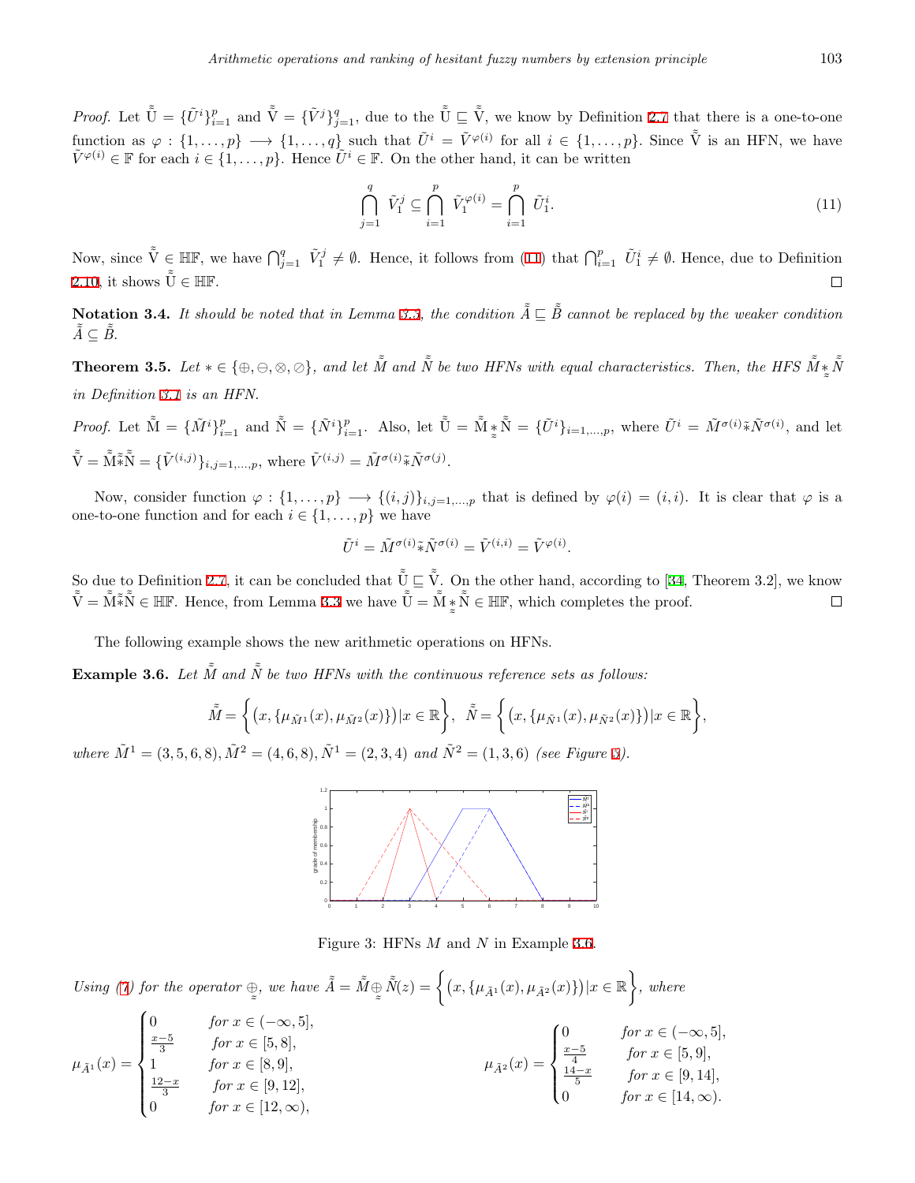*Proof.* Let $\tilde{\tilde{\mathrm{U}}} = \{\tilde{U}^i\}_{i=1}^p$ and $\tilde{\tilde{\mathrm{V}}} = \{\tilde{V}^j\}_{j=1}^q$, due to the $\tilde{\tilde{\mathrm{U}}} \sqsubseteq \tilde{\tilde{\mathrm{V}}}$, we know by Definition 2.7 that there is a one-to-one function as $\varphi : \{1, \ldots, p\} \longrightarrow \{1, \ldots, q\}$ such that $\tilde{U}^i = \tilde{V}^{\varphi(i)}$ for all $i \in \{1, \ldots, p\}$. Since $\tilde{\tilde{\mathrm{V}}}$ is an HFN, we have $\tilde{V}^{\varphi(i)} \in \mathbb{F}$ for each $i \in \{1, \ldots, p\}$. Hence $\tilde{U}^i \in \mathbb{F}$. On the other hand, it can be written

$$\bigcap_{j=1}^{q} \tilde{V}_1^j \subseteq \bigcap_{i=1}^{p} \tilde{V}_1^{\varphi(i)} = \bigcap_{i=1}^{p} \tilde{U}_1^i. \tag{11}$$

Now, since $\tilde{\tilde{\mathrm{V}}} \in \mathbb{HF}$, we have $\bigcap_{j=1}^q \tilde{V}_1^j \neq \emptyset$. Hence, it follows from (11) that $\bigcap_{i=1}^p \tilde{U}_1^i \neq \emptyset$. Hence, due to Definition 2.10, it shows $\tilde{\tilde{\mathrm{U}}} \in \mathbb{HF}$. ◻

**Notation 3.4.** *It should be noted that in Lemma 3.3, the condition $\tilde{\tilde{A}} \sqsubseteq \tilde{\tilde{B}}$ cannot be replaced by the weaker condition $\tilde{\tilde{A}} \subseteq \tilde{\tilde{B}}$.*

**Theorem 3.5.** *Let $* \in \{\oplus, \ominus, \otimes, \oslash\}$, and let $\tilde{\tilde{M}}$ and $\tilde{\tilde{N}}$ be two HFNs with equal characteristics. Then, the HFS $\tilde{\tilde{M}} \underset{\approx}{*} \tilde{\tilde{N}}$ in Definition 3.1 is an HFN.*

*Proof.* Let $\tilde{\tilde{\mathrm{M}}} = \{\tilde{M}^i\}_{i=1}^p$ and $\tilde{\tilde{\mathrm{N}}} = \{\tilde{N}^i\}_{i=1}^p$. Also, let $\tilde{\tilde{\mathrm{U}}} = \tilde{\tilde{\mathrm{M}}} \underset{\approx}{*} \tilde{\tilde{\mathrm{N}}} = \{\tilde{U}^i\}_{i=1,\ldots,p}$, where $\tilde{U}^i = \tilde{M}^{\sigma(i)} \tilde{*} \tilde{N}^{\sigma(i)}$, and let $\tilde{\tilde{\mathrm{V}}} = \tilde{\tilde{\mathrm{M}}} \tilde{\tilde{*}} \tilde{\tilde{\mathrm{N}}} = \{\tilde{V}^{(i,j)}\}_{i,j=1,\ldots,p}$, where $\tilde{V}^{(i,j)} = \tilde{M}^{\sigma(i)} \tilde{*} \tilde{N}^{\sigma(j)}$.

Now, consider function $\varphi : \{1, \ldots, p\} \longrightarrow \{(i,j)\}_{i,j=1,\ldots,p}$ that is defined by $\varphi(i) = (i,i)$. It is clear that $\varphi$ is a one-to-one function and for each $i \in \{1, \ldots, p\}$ we have

$$\tilde{U}^i = \tilde{M}^{\sigma(i)} \tilde{*} \tilde{N}^{\sigma(i)} = \tilde{V}^{(i,i)} = \tilde{V}^{\varphi(i)}.$$

So due to Definition 2.7, it can be concluded that $\tilde{\tilde{\mathrm{U}}} \sqsubseteq \tilde{\tilde{\mathrm{V}}}$. On the other hand, according to [34, Theorem 3.2], we know $\tilde{\tilde{\mathrm{V}}} = \tilde{\tilde{\mathrm{M}}} \tilde{\tilde{*}} \tilde{\tilde{\mathrm{N}}} \in \mathbb{HF}$. Hence, from Lemma 3.3 we have $\tilde{\tilde{\mathrm{U}}} = \tilde{\tilde{\mathrm{M}}} \underset{\approx}{*} \tilde{\tilde{\mathrm{N}}} \in \mathbb{HF}$, which completes the proof. ◻

The following example shows the new arithmetic operations on HFNs.

**Example 3.6.** *Let $\tilde{\tilde{M}}$ and $\tilde{\tilde{N}}$ be two HFNs with the continuous reference sets as follows:*

$$\tilde{\tilde{M}} = \left\{ \left(x, \{\mu_{\tilde{M}^1}(x), \mu_{\tilde{M}^2}(x)\}\right) | x \in \mathbb{R} \right\}, \quad \tilde{\tilde{N}} = \left\{ \left(x, \{\mu_{\tilde{N}^1}(x), \mu_{\tilde{N}^2}(x)\}\right) | x \in \mathbb{R} \right\},$$

*where $\tilde{M}^1 = (3, 5, 6, 8), \tilde{M}^2 = (4, 6, 8), \tilde{N}^1 = (2, 3, 4)$ and $\tilde{N}^2 = (1, 3, 6)$ (see Figure 3).*

Figure 3: HFNs $M$ and $N$ in Example 3.6.

*Using (7) for the operator $\underset{\approx}{\oplus}$, we have $\tilde{\tilde{A}} = \tilde{\tilde{M}} \underset{\approx}{\oplus} \tilde{\tilde{N}}(z) = \left\{ \left(x, \{\mu_{\tilde{A}^1}(x), \mu_{\tilde{A}^2}(x)\}\right) | x \in \mathbb{R} \right\}$, where*

$$\mu_{\tilde{A}^1}(x) = \begin{cases} 0 & \text{for } x \in (-\infty, 5], \\ \frac{x-5}{3} & \text{for } x \in [5, 8], \\ 1 & \text{for } x \in [8, 9], \\ \frac{12-x}{3} & \text{for } x \in [9, 12], \\ 0 & \text{for } x \in [12, \infty), \end{cases} \qquad \mu_{\tilde{A}^2}(x) = \begin{cases} 0 & \text{for } x \in (-\infty, 5], \\ \frac{x-5}{4} & \text{for } x \in [5, 9], \\ \frac{14-x}{5} & \text{for } x \in [9, 14], \\ 0 & \text{for } x \in [14, \infty). \end{cases}$$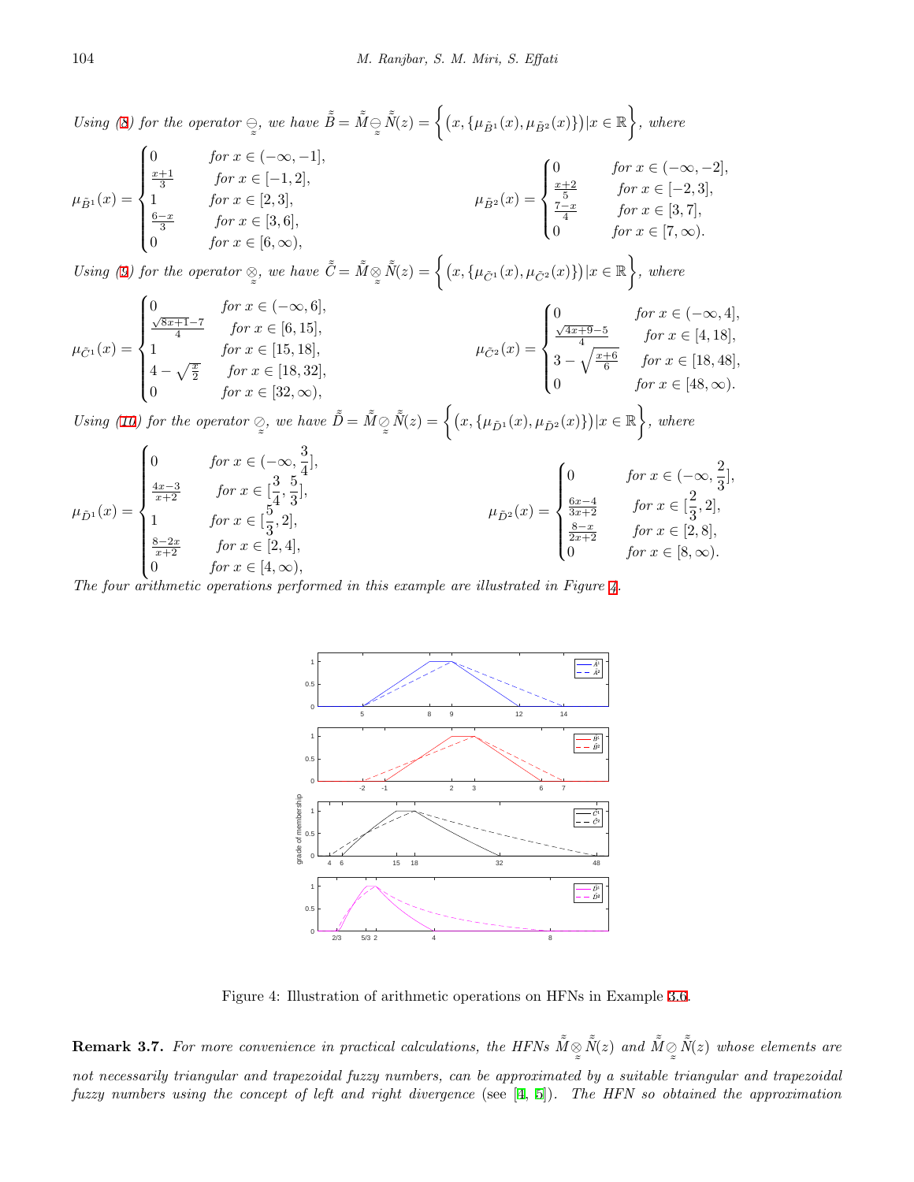*Using (8) for the operator* $\underset{\approx}{\ominus}$, *we have* $\tilde{\tilde{B}} = \tilde{\tilde{M}} \underset{\approx}{\ominus} \tilde{\tilde{N}}(z) = \left\{ \left(x, \{\mu_{\tilde{B}^1}(x), \mu_{\tilde{B}^2}(x)\}\right) | x \in \mathbb{R} \right\}$, *where*

$$\mu_{\tilde{B}^1}(x) = \begin{cases} 0 & \text{for } x \in (-\infty, -1], \\ \frac{x+1}{3} & \text{for } x \in [-1, 2], \\ 1 & \text{for } x \in [2, 3], \\ \frac{6-x}{3} & \text{for } x \in [3, 6], \\ 0 & \text{for } x \in [6, \infty), \end{cases} \qquad \mu_{\tilde{B}^2}(x) = \begin{cases} 0 & \text{for } x \in (-\infty, -2], \\ \frac{x+2}{5} & \text{for } x \in [-2, 3], \\ \frac{7-x}{4} & \text{for } x \in [3, 7], \\ 0 & \text{for } x \in [7, \infty). \end{cases}$$

*Using (9) for the operator* $\underset{\approx}{\otimes}$, *we have* $\tilde{\tilde{C}} = \tilde{\tilde{M}} \underset{\approx}{\otimes} \tilde{\tilde{N}}(z) = \left\{ \left(x, \{\mu_{\tilde{C}^1}(x), \mu_{\tilde{C}^2}(x)\}\right) | x \in \mathbb{R} \right\}$, *where*

$$\mu_{\tilde{C}^1}(x) = \begin{cases} 0 & \text{for } x \in (-\infty, 6], \\ \frac{\sqrt{8x+1}-7}{4} & \text{for } x \in [6, 15], \\ 1 & \text{for } x \in [15, 18], \\ 4 - \sqrt{\frac{x}{2}} & \text{for } x \in [18, 32], \\ 0 & \text{for } x \in [32, \infty), \end{cases} \qquad \mu_{\tilde{C}^2}(x) = \begin{cases} 0 & \text{for } x \in (-\infty, 4], \\ \frac{\sqrt{4x+9}-5}{4} & \text{for } x \in [4, 18], \\ 3 - \sqrt{\frac{x+6}{6}} & \text{for } x \in [18, 48], \\ 0 & \text{for } x \in [48, \infty). \end{cases}$$

*Using (10) for the operator* $\underset{\approx}{\oslash}$, *we have* $\tilde{\tilde{D}} = \tilde{\tilde{M}} \underset{\approx}{\oslash} \tilde{\tilde{N}}(z) = \left\{ \left(x, \{\mu_{\tilde{D}^1}(x), \mu_{\tilde{D}^2}(x)\}\right) | x \in \mathbb{R} \right\}$, *where*

$$\mu_{\tilde{D}^1}(x) = \begin{cases} 0 & \text{for } x \in (-\infty, \frac{3}{4}], \\ \frac{4x-3}{x+2} & \text{for } x \in [\frac{3}{4}, \frac{5}{3}], \\ 1 & \text{for } x \in [\frac{5}{3}, 2], \\ \frac{8-2x}{x+2} & \text{for } x \in [2, 4], \\ 0 & \text{for } x \in [4, \infty), \end{cases} \qquad \mu_{\tilde{D}^2}(x) = \begin{cases} 0 & \text{for } x \in (-\infty, \frac{2}{3}], \\ \frac{6x-4}{3x+2} & \text{for } x \in [\frac{2}{3}, 2], \\ \frac{8-x}{2x+2} & \text{for } x \in [2, 8], \\ 0 & \text{for } x \in [8, \infty). \end{cases}$$

*The four arithmetic operations performed in this example are illustrated in Figure 4.*

Figure 4: Illustration of arithmetic operations on HFNs in Example 3.6.

**Remark 3.7.** *For more convenience in practical calculations, the HFNs* $\tilde{\tilde{M}} \underset{\approx}{\otimes} \tilde{\tilde{N}}(z)$ *and* $\tilde{\tilde{M}} \underset{\approx}{\oslash} \tilde{\tilde{N}}(z)$ *whose elements are not necessarily triangular and trapezoidal fuzzy numbers, can be approximated by a suitable triangular and trapezoidal fuzzy numbers using the concept of left and right divergence* (see [4, 5]). *The HFN so obtained the approximation*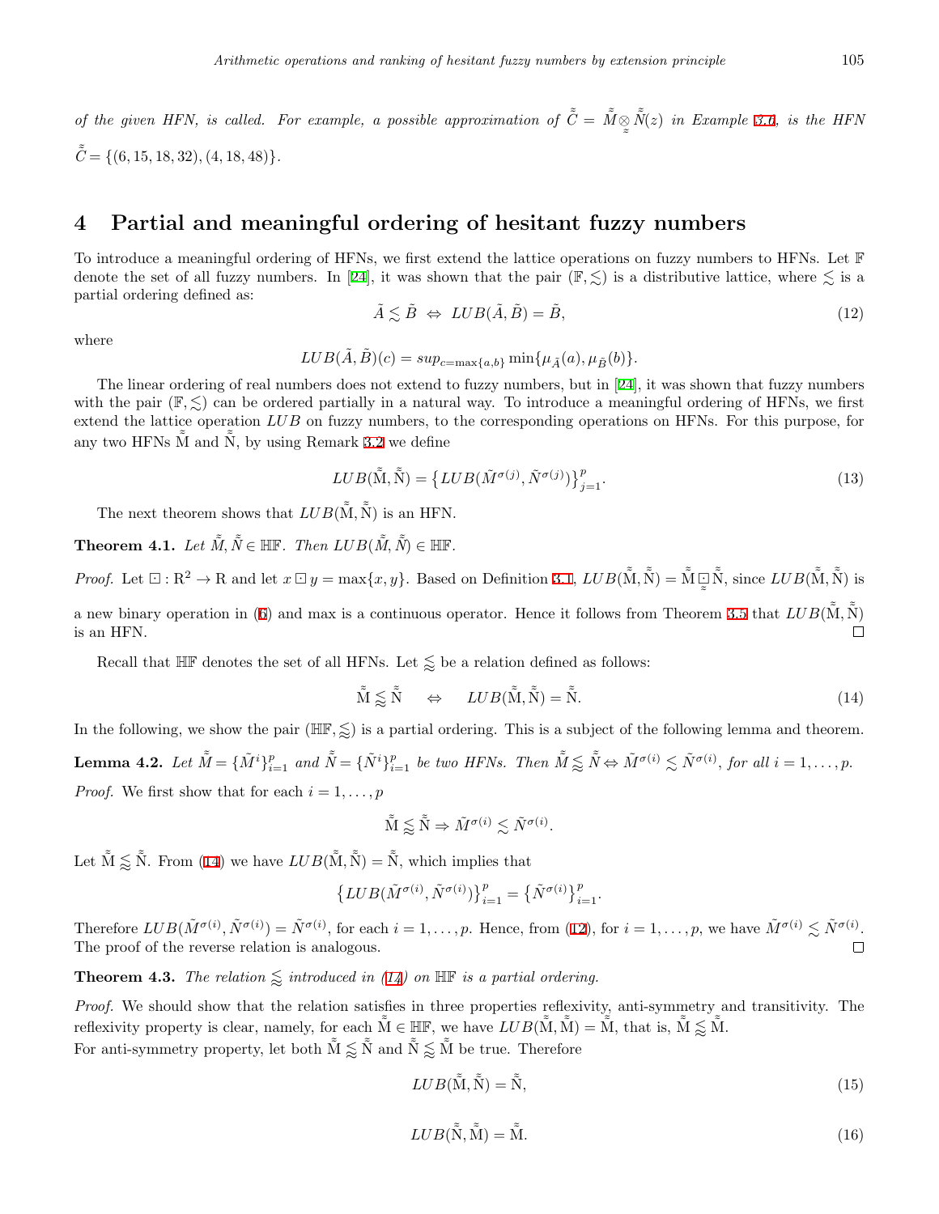*of the given HFN, is called. For example, a possible approximation of $\tilde{\tilde{C}} = \tilde{\tilde{M}} \underset{\approx}{\otimes} \tilde{\tilde{N}}(z)$ in Example 3.6, is the HFN $\tilde{\tilde{C}} = \{(6, 15, 18, 32), (4, 18, 48)\}$.*

## 4 Partial and meaningful ordering of hesitant fuzzy numbers

To introduce a meaningful ordering of HFNs, we first extend the lattice operations on fuzzy numbers to HFNs. Let $\mathbb{F}$ denote the set of all fuzzy numbers. In [24], it was shown that the pair $(\mathbb{F}, \lesssim)$ is a distributive lattice, where $\lesssim$ is a partial ordering defined as:

$$\tilde{A} \lesssim \tilde{B} \;\Leftrightarrow\; LUB(\tilde{A}, \tilde{B}) = \tilde{B}, \tag{12}$$

where

$$LUB(\tilde{A}, \tilde{B})(c) = sup_{c=\max\{a,b\}} \min\{\mu_{\tilde{A}}(a), \mu_{\tilde{B}}(b)\}.$$

The linear ordering of real numbers does not extend to fuzzy numbers, but in [24], it was shown that fuzzy numbers with the pair $(\mathbb{F}, \lesssim)$ can be ordered partially in a natural way. To introduce a meaningful ordering of HFNs, we first extend the lattice operation $LUB$ on fuzzy numbers, to the corresponding operations on HFNs. For this purpose, for any two HFNs $\tilde{\tilde{\mathrm{M}}}$ and $\tilde{\tilde{\mathrm{N}}}$, by using Remark 3.2 we define

$$LUB(\tilde{\tilde{\mathrm{M}}}, \tilde{\tilde{\mathrm{N}}}) = \left\{LUB(\tilde{M}^{\sigma(j)}, \tilde{N}^{\sigma(j)})\right\}_{j=1}^{p}. \tag{13}$$

The next theorem shows that $LUB(\tilde{\tilde{\mathrm{M}}}, \tilde{\tilde{\mathrm{N}}})$ is an HFN.

**Theorem 4.1.** *Let $\tilde{\tilde{M}}, \tilde{\tilde{N}} \in \mathbb{HF}$. Then $LUB(\tilde{\tilde{M}}, \tilde{\tilde{N}}) \in \mathbb{HF}$.*

*Proof.* Let $\boxdot : \mathrm{R}^2 \to \mathrm{R}$ and let $x \boxdot y = \max\{x, y\}$. Based on Definition 3.1, $LUB(\tilde{\tilde{\mathrm{M}}}, \tilde{\tilde{\mathrm{N}}}) = \tilde{\tilde{\mathrm{M}}} \underset{\approx}{\boxdot} \tilde{\tilde{\mathrm{N}}}$, since $LUB(\tilde{\tilde{\mathrm{M}}}, \tilde{\tilde{\mathrm{N}}})$ is a new binary operation in (6) and max is a continuous operator. Hence it follows from Theorem 3.5 that $LUB(\tilde{\tilde{\mathrm{M}}}, \tilde{\tilde{\mathrm{N}}})$ is an HFN. $\square$

Recall that $\mathbb{HF}$ denotes the set of all HFNs. Let $\lessapprox$ be a relation defined as follows:

$$\tilde{\tilde{\mathrm{M}}} \lessapprox \tilde{\tilde{\mathrm{N}}} \quad \Leftrightarrow \quad LUB(\tilde{\tilde{\mathrm{M}}}, \tilde{\tilde{\mathrm{N}}}) = \tilde{\tilde{\mathrm{N}}}. \tag{14}$$

In the following, we show the pair $(\mathbb{HF}, \lessapprox)$ is a partial ordering. This is a subject of the following lemma and theorem.

**Lemma 4.2.** *Let $\tilde{\tilde{M}} = \{\tilde{M}^i\}_{i=1}^p$ and $\tilde{\tilde{N}} = \{\tilde{N}^i\}_{i=1}^p$ be two HFNs. Then $\tilde{\tilde{M}} \lessapprox \tilde{\tilde{N}} \Leftrightarrow \tilde{M}^{\sigma(i)} \lesssim \tilde{N}^{\sigma(i)}$, for all $i = 1, \ldots, p$.*

*Proof.* We first show that for each $i = 1, \ldots, p$

$$\tilde{\tilde{\mathrm{M}}} \lessapprox \tilde{\tilde{\mathrm{N}}} \Rightarrow \tilde{M}^{\sigma(i)} \lesssim \tilde{N}^{\sigma(i)}.$$

Let $\tilde{\tilde{\mathrm{M}}} \lessapprox \tilde{\tilde{\mathrm{N}}}$. From (14) we have $LUB(\tilde{\tilde{\mathrm{M}}}, \tilde{\tilde{\mathrm{N}}}) = \tilde{\tilde{\mathrm{N}}}$, which implies that

$$\left\{LUB(\tilde{M}^{\sigma(i)}, \tilde{N}^{\sigma(i)})\right\}_{i=1}^{p} = \left\{\tilde{N}^{\sigma(i)}\right\}_{i=1}^{p}.$$

Therefore $LUB(\tilde{M}^{\sigma(i)}, \tilde{N}^{\sigma(i)}) = \tilde{N}^{\sigma(i)}$, for each $i = 1, \ldots, p$. Hence, from (12), for $i = 1, \ldots, p$, we have $\tilde{M}^{\sigma(i)} \lesssim \tilde{N}^{\sigma(i)}$. The proof of the reverse relation is analogous. $\square$

**Theorem 4.3.** *The relation $\lessapprox$ introduced in (14) on $\mathbb{HF}$ is a partial ordering.*

*Proof.* We should show that the relation satisfies in three properties reflexivity, anti-symmetry and transitivity. The reflexivity property is clear, namely, for each $\tilde{\tilde{\mathrm{M}}} \in \mathbb{HF}$, we have $LUB(\tilde{\tilde{\mathrm{M}}}, \tilde{\tilde{\mathrm{M}}}) = \tilde{\tilde{\mathrm{M}}}$, that is, $\tilde{\tilde{\mathrm{M}}} \lessapprox \tilde{\tilde{\mathrm{M}}}$.
For anti-symmetry property, let both $\tilde{\tilde{\mathrm{M}}} \lessapprox \tilde{\tilde{\mathrm{N}}}$ and $\tilde{\tilde{\mathrm{N}}} \lessapprox \tilde{\tilde{\mathrm{M}}}$ be true. Therefore

$$LUB(\tilde{\tilde{\mathrm{M}}}, \tilde{\tilde{\mathrm{N}}}) = \tilde{\tilde{\mathrm{N}}}, \tag{15}$$

$$LUB(\tilde{\tilde{\mathrm{N}}}, \tilde{\tilde{\mathrm{M}}}) = \tilde{\tilde{\mathrm{M}}}. \tag{16}$$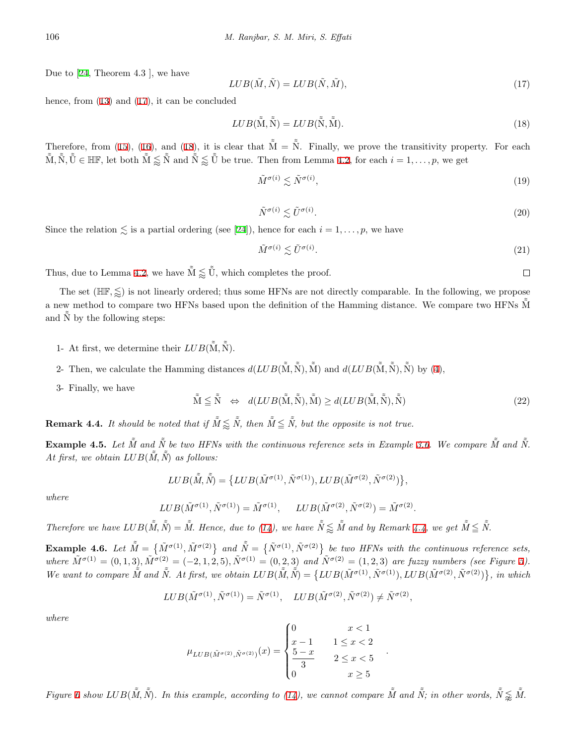Due to [24, Theorem 4.3 ], we have

$$LUB(\tilde{M}, \tilde{N}) = LUB(\tilde{N}, \tilde{M}), \tag{17}$$

hence, from (13) and (17), it can be concluded

$$LUB(\tilde{\tilde{\mathrm{M}}}, \tilde{\tilde{\mathrm{N}}}) = LUB(\tilde{\tilde{\mathrm{N}}}, \tilde{\tilde{\mathrm{M}}}). \tag{18}$$

Therefore, from (15), (16), and (18), it is clear that $\tilde{\tilde{\mathrm{M}}} = \tilde{\tilde{\mathrm{N}}}$. Finally, we prove the transitivity property. For each $\tilde{\tilde{\mathrm{M}}}, \tilde{\tilde{\mathrm{N}}}, \tilde{\tilde{\mathrm{U}}} \in \mathbb{HF}$, let both $\tilde{\tilde{\mathrm{M}}} \lessapprox \tilde{\tilde{\mathrm{N}}}$ and $\tilde{\tilde{\mathrm{N}}} \lessapprox \tilde{\tilde{\mathrm{U}}}$ be true. Then from Lemma 4.2, for each $i = 1, \ldots, p$, we get

$$\tilde{M}^{\sigma(i)} \lesssim \tilde{N}^{\sigma(i)}, \tag{19}$$

$$\tilde{N}^{\sigma(i)} \lesssim \tilde{U}^{\sigma(i)}. \tag{20}$$

Since the relation $\lesssim$ is a partial ordering (see [24]), hence for each $i = 1, \ldots, p$, we have

$$\tilde{M}^{\sigma(i)} \lesssim \tilde{U}^{\sigma(i)}. \tag{21}$$

Thus, due to Lemma 4.2, we have $\tilde{\tilde{\mathrm{M}}} \lessapprox \tilde{\tilde{\mathrm{U}}}$, which completes the proof. $\square$

The set $(\mathbb{HF}, \lessapprox)$ is not linearly ordered; thus some HFNs are not directly comparable. In the following, we propose a new method to compare two HFNs based upon the definition of the Hamming distance. We compare two HFNs $\tilde{\tilde{\mathrm{M}}}$ and $\tilde{\tilde{\mathrm{N}}}$ by the following steps:

1- At first, we determine their $LUB(\tilde{\tilde{\mathrm{M}}}, \tilde{\tilde{\mathrm{N}}})$.

2- Then, we calculate the Hamming distances $d(LUB(\tilde{\tilde{\mathrm{M}}}, \tilde{\tilde{\mathrm{N}}}), \tilde{\tilde{\mathrm{M}}})$ and $d(LUB(\tilde{\tilde{\mathrm{M}}}, \tilde{\tilde{\mathrm{N}}}), \tilde{\tilde{\mathrm{N}}})$ by (4),

3- Finally, we have

$$\tilde{\tilde{\mathrm{M}}} \leqq \tilde{\tilde{\mathrm{N}}} \quad \Leftrightarrow \quad d(LUB(\tilde{\tilde{\mathrm{M}}}, \tilde{\tilde{\mathrm{N}}}), \tilde{\tilde{\mathrm{M}}}) \geq d(LUB(\tilde{\tilde{\mathrm{M}}}, \tilde{\tilde{\mathrm{N}}}), \tilde{\tilde{\mathrm{N}}}) \tag{22}$$

**Remark 4.4.** *It should be noted that if $\tilde{\tilde{M}} \lessapprox \tilde{\tilde{N}}$, then $\tilde{\tilde{M}} \leqq \tilde{\tilde{N}}$, but the opposite is not true.*

**Example 4.5.** *Let $\tilde{\tilde{M}}$ and $\tilde{\tilde{N}}$ be two HFNs with the continuous reference sets in Example 3.6. We compare $\tilde{\tilde{M}}$ and $\tilde{\tilde{N}}$. At first, we obtain $LUB(\tilde{\tilde{M}}, \tilde{\tilde{N}})$ as follows:*

$$LUB(\tilde{\tilde{M}}, \tilde{\tilde{N}}) = \left\{LUB(\tilde{M}^{\sigma(1)}, \tilde{N}^{\sigma(1)}), LUB(\tilde{M}^{\sigma(2)}, \tilde{N}^{\sigma(2)})\right\},$$

*where*

$$LUB(\tilde{M}^{\sigma(1)}, \tilde{N}^{\sigma(1)}) = \tilde{M}^{\sigma(1)}, \qquad LUB(\tilde{M}^{\sigma(2)}, \tilde{N}^{\sigma(2)}) = \tilde{M}^{\sigma(2)}.$$

*Therefore we have $LUB(\tilde{\tilde{M}}, \tilde{\tilde{N}}) = \tilde{\tilde{M}}$. Hence, due to (14), we have $\tilde{\tilde{N}} \lessapprox \tilde{\tilde{M}}$ and by Remark 4.4, we get $\tilde{\tilde{M}} \leqq \tilde{\tilde{N}}$.*

**Example 4.6.** *Let $\tilde{\tilde{M}} = \left\{\tilde{M}^{\sigma(1)}, \tilde{M}^{\sigma(2)}\right\}$ and $\tilde{\tilde{N}} = \left\{\tilde{N}^{\sigma(1)}, \tilde{N}^{\sigma(2)}\right\}$ be two HFNs with the continuous reference sets, where $\tilde{M}^{\sigma(1)} = (0, 1, 3)$, $\tilde{M}^{\sigma(2)} = (-2, 1, 2, 5)$, $\tilde{N}^{\sigma(1)} = (0, 2, 3)$ and $\tilde{N}^{\sigma(2)} = (1, 2, 3)$ are fuzzy numbers (see Figure 5). We want to compare $\tilde{\tilde{M}}$ and $\tilde{\tilde{N}}$. At first, we obtain $LUB(\tilde{\tilde{M}}, \tilde{\tilde{N}}) = \left\{LUB(\tilde{M}^{\sigma(1)}, \tilde{N}^{\sigma(1)}), LUB(\tilde{M}^{\sigma(2)}, \tilde{N}^{\sigma(2)})\right\}$, in which*

$$LUB(\tilde{M}^{\sigma(1)}, \tilde{N}^{\sigma(1)}) = \tilde{N}^{\sigma(1)}, \quad LUB(\tilde{M}^{\sigma(2)}, \tilde{N}^{\sigma(2)}) \neq \tilde{N}^{\sigma(2)},$$

*where*

$$\mu_{LUB(\tilde{M}^{\sigma(2)}, \tilde{N}^{\sigma(2)})}(x) = \begin{cases} 0 & x < 1 \\ x - 1 & 1 \leq x < 2 \\ \dfrac{5 - x}{3} & 2 \leq x < 5 \\ 0 & x \geq 5 \end{cases}.$$

*Figure 6 show $LUB(\tilde{\tilde{M}}, \tilde{\tilde{N}})$. In this example, according to (14), we cannot compare $\tilde{\tilde{M}}$ and $\tilde{\tilde{N}}$; in other words, $\tilde{\tilde{N}} \not\lessapprox \tilde{\tilde{M}}$.*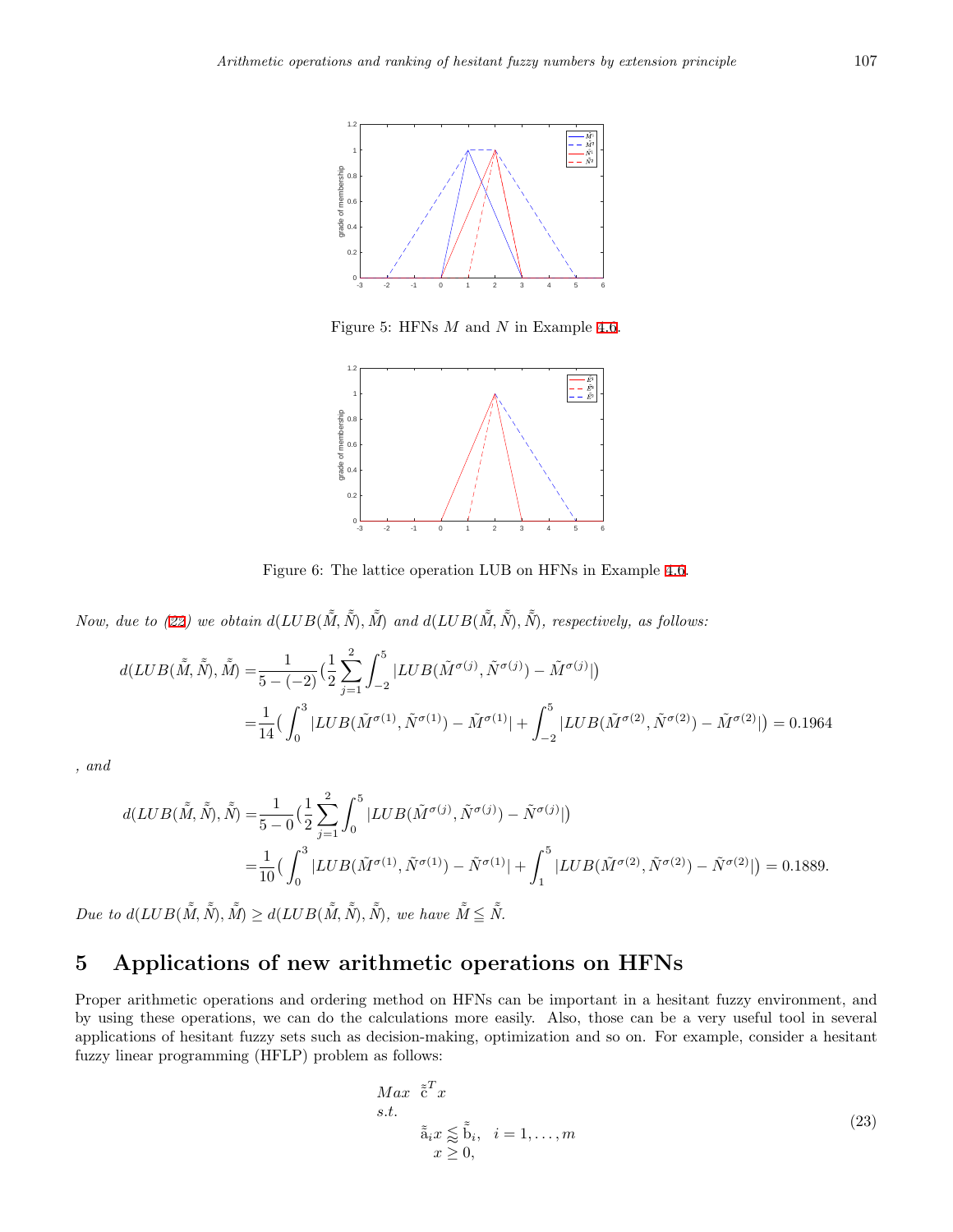Figure 5: HFNs $M$ and $N$ in Example 4.6.

Figure 6: The lattice operation LUB on HFNs in Example 4.6.

*Now, due to (22) we obtain* $d(LUB(\tilde{\tilde{M}}, \tilde{\tilde{N}}), \tilde{\tilde{M}})$ *and* $d(LUB(\tilde{\tilde{M}}, \tilde{\tilde{N}}), \tilde{\tilde{N}})$, *respectively, as follows:*

$$
\begin{aligned}
d(LUB(\tilde{\tilde{M}}, \tilde{\tilde{N}}), \tilde{\tilde{M}}) =& \frac{1}{5-(-2)}\Big(\frac{1}{2}\sum_{j=1}^{2}\int_{-2}^{5}|LUB(\tilde{M}^{\sigma(j)}, \tilde{N}^{\sigma(j)}) - \tilde{M}^{\sigma(j)}|\Big) \\
=& \frac{1}{14}\Big(\int_{0}^{3}|LUB(\tilde{M}^{\sigma(1)}, \tilde{N}^{\sigma(1)}) - \tilde{M}^{\sigma(1)}| + \int_{-2}^{5}|LUB(\tilde{M}^{\sigma(2)}, \tilde{N}^{\sigma(2)}) - \tilde{M}^{\sigma(2)}|\Big) = 0.1964
\end{aligned}
$$

*, and*

$$
\begin{aligned}
d(LUB(\tilde{\tilde{M}}, \tilde{\tilde{N}}), \tilde{\tilde{N}}) =& \frac{1}{5-0}\Big(\frac{1}{2}\sum_{j=1}^{2}\int_{0}^{5}|LUB(\tilde{M}^{\sigma(j)}, \tilde{N}^{\sigma(j)}) - \tilde{N}^{\sigma(j)}|\Big) \\
=& \frac{1}{10}\Big(\int_{0}^{3}|LUB(\tilde{M}^{\sigma(1)}, \tilde{N}^{\sigma(1)}) - \tilde{N}^{\sigma(1)}| + \int_{1}^{5}|LUB(\tilde{M}^{\sigma(2)}, \tilde{N}^{\sigma(2)}) - \tilde{N}^{\sigma(2)}|\Big) = 0.1889.
\end{aligned}
$$

*Due to* $d(LUB(\tilde{\tilde{M}}, \tilde{\tilde{N}}), \tilde{\tilde{M}}) \geq d(LUB(\tilde{\tilde{M}}, \tilde{\tilde{N}}), \tilde{\tilde{N}})$, *we have* $\tilde{\tilde{M}} \leqq \tilde{\tilde{N}}$.

## 5 Applications of new arithmetic operations on HFNs

Proper arithmetic operations and ordering method on HFNs can be important in a hesitant fuzzy environment, and by using these operations, we can do the calculations more easily. Also, those can be a very useful tool in several applications of hesitant fuzzy sets such as decision-making, optimization and so on. For example, consider a hesitant fuzzy linear programming (HFLP) problem as follows:

$$
\begin{aligned}
&Max \;\; \tilde{\tilde{c}}^T x \\
&s.t. \\
&\qquad \tilde{\tilde{a}}_i x \lessapprox \tilde{\tilde{b}}_i, \quad i = 1, \ldots, m \\
&\qquad\; x \geq 0,
\end{aligned}
\tag{23}
$$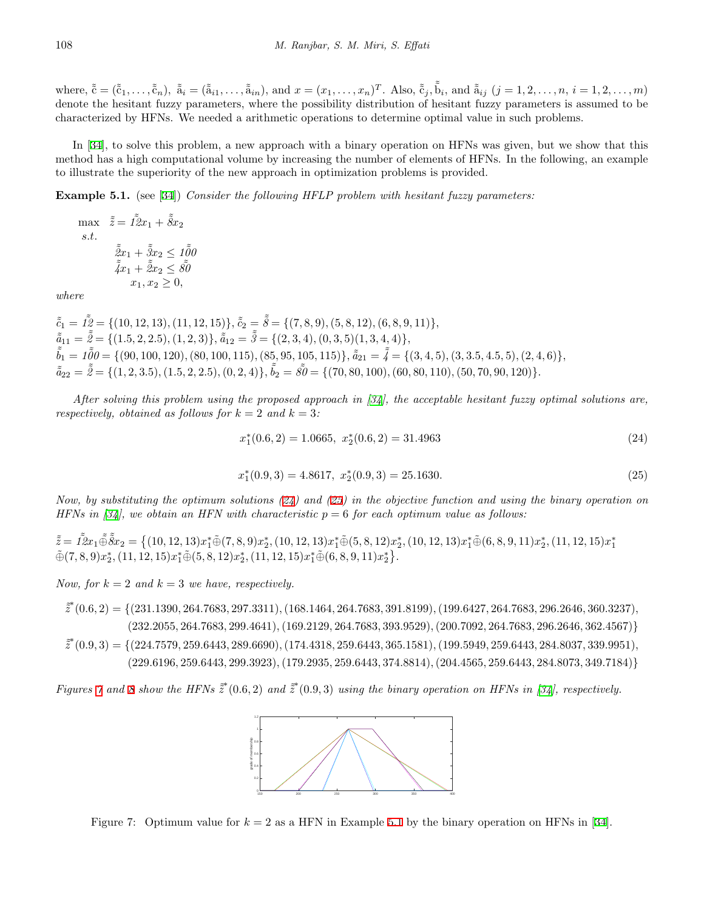where, $\tilde{\tilde{c}} = (\tilde{\tilde{c}}_1, \ldots, \tilde{\tilde{c}}_n)$, $\tilde{\tilde{a}}_i = (\tilde{\tilde{a}}_{i1}, \ldots, \tilde{\tilde{a}}_{in})$, and $x = (x_1, \ldots, x_n)^T$. Also, $\tilde{\tilde{c}}_j, \tilde{\tilde{b}}_i$, and $\tilde{\tilde{a}}_{ij}$ $(j = 1, 2, \ldots, n,\ i = 1, 2, \ldots, m)$ denote the hesitant fuzzy parameters, where the possibility distribution of hesitant fuzzy parameters is assumed to be characterized by HFNs. We needed a arithmetic operations to determine optimal value in such problems.

In [34], to solve this problem, a new approach with a binary operation on HFNs was given, but we show that this method has a high computational volume by increasing the number of elements of HFNs. In the following, an example to illustrate the superiority of the new approach in optimization problems is provided.

**Example 5.1.** (see [34]) *Consider the following HFLP problem with hesitant fuzzy parameters:*

$$
\begin{aligned}
\max \quad & \tilde{\tilde{z}} = \tilde{\tilde{12}}x_1 + \tilde{\tilde{8}}x_2 \\
s.t. \quad & \\
& \tilde{\tilde{2}}x_1 + \tilde{\tilde{3}}x_2 \leq \tilde{\tilde{100}} \\
& \tilde{\tilde{4}}x_1 + \tilde{\tilde{2}}x_2 \leq \tilde{\tilde{80}} \\
& x_1, x_2 \geq 0,
\end{aligned}
$$

*where*

$\tilde{\tilde{c}}_1 = \tilde{\tilde{12}} = \{(10, 12, 13), (11, 12, 15)\}$, $\tilde{\tilde{c}}_2 = \tilde{\tilde{8}} = \{(7, 8, 9), (5, 8, 12), (6, 8, 9, 11)\}$,
$\tilde{\tilde{a}}_{11} = \tilde{\tilde{2}} = \{(1.5, 2, 2.5), (1, 2, 3)\}$, $\tilde{\tilde{a}}_{12} = \tilde{\tilde{3}} = \{(2, 3, 4), (0, 3, 5)(1, 3, 4, 4)\}$,
$\tilde{\tilde{b}}_1 = \tilde{\tilde{100}} = \{(90, 100, 120), (80, 100, 115), (85, 95, 105, 115)\}$, $\tilde{\tilde{a}}_{21} = \tilde{\tilde{4}} = \{(3, 4, 5), (3, 3.5, 4.5, 5), (2, 4, 6)\}$,
$\tilde{\tilde{a}}_{22} = \tilde{\tilde{2}} = \{(1, 2, 3.5), (1.5, 2, 2.5), (0, 2, 4)\}$, $\tilde{\tilde{b}}_2 = \tilde{\tilde{80}} = \{(70, 80, 100), (60, 80, 110), (50, 70, 90, 120)\}$.

*After solving this problem using the proposed approach in [34], the acceptable hesitant fuzzy optimal solutions are, respectively, obtained as follows for $k = 2$ and $k = 3$:*

$$x_1^*(0.6, 2) = 1.0665, \;\; x_2^*(0.6, 2) = 31.4963 \tag{24}$$

$$x_1^*(0.9, 3) = 4.8617, \;\; x_2^*(0.9, 3) = 25.1630. \tag{25}$$

*Now, by substituting the optimum solutions (24) and (25) in the objective function and using the binary operation on HFNs in [34], we obtain an HFN with characteristic $p = 6$ for each optimum value as follows:*

$$
\begin{aligned}
\tilde{\tilde{z}} = \tilde{\tilde{12}}x_1 \tilde{\tilde{\oplus}} \tilde{\tilde{8}}x_2 = \big\{ & (10, 12, 13)x_1^* \tilde{\oplus} (7, 8, 9)x_2^*, (10, 12, 13)x_1^* \tilde{\oplus} (5, 8, 12)x_2^*, (10, 12, 13)x_1^* \tilde{\oplus} (6, 8, 9, 11)x_2^*, (11, 12, 15)x_1^* \\
& \tilde{\oplus} (7, 8, 9)x_2^*, (11, 12, 15)x_1^* \tilde{\oplus} (5, 8, 12)x_2^*, (11, 12, 15)x_1^* \tilde{\oplus} (6, 8, 9, 11)x_2^* \big\}.
\end{aligned}
$$

*Now, for $k = 2$ and $k = 3$ we have, respectively.*

$$
\begin{aligned}
\tilde{\tilde{z}}^*(0.6, 2) = \{ & (231.1390, 264.7683, 297.3311), (168.1464, 264.7683, 391.8199), (199.6427, 264.7683, 296.2646, 360.3237), \\
& (232.2055, 264.7683, 299.4641), (169.2129, 264.7683, 393.9529), (200.7092, 264.7683, 296.2646, 362.4567)\} \\
\tilde{\tilde{z}}^*(0.9, 3) = \{ & (224.7579, 259.6443, 289.6690), (174.4318, 259.6443, 365.1581), (199.5949, 259.6443, 284.8037, 339.9951), \\
& (229.6196, 259.6443, 299.3923), (179.2935, 259.6443, 374.8814), (204.4565, 259.6443, 284.8073, 349.7184)\}
\end{aligned}
$$

*Figures 7 and 8 show the HFNs $\tilde{\tilde{z}}^*(0.6, 2)$ and $\tilde{\tilde{z}}^*(0.9, 3)$ using the binary operation on HFNs in [34], respectively.*

Figure 7: Optimum value for $k = 2$ as a HFN in Example 5.1 by the binary operation on HFNs in [34].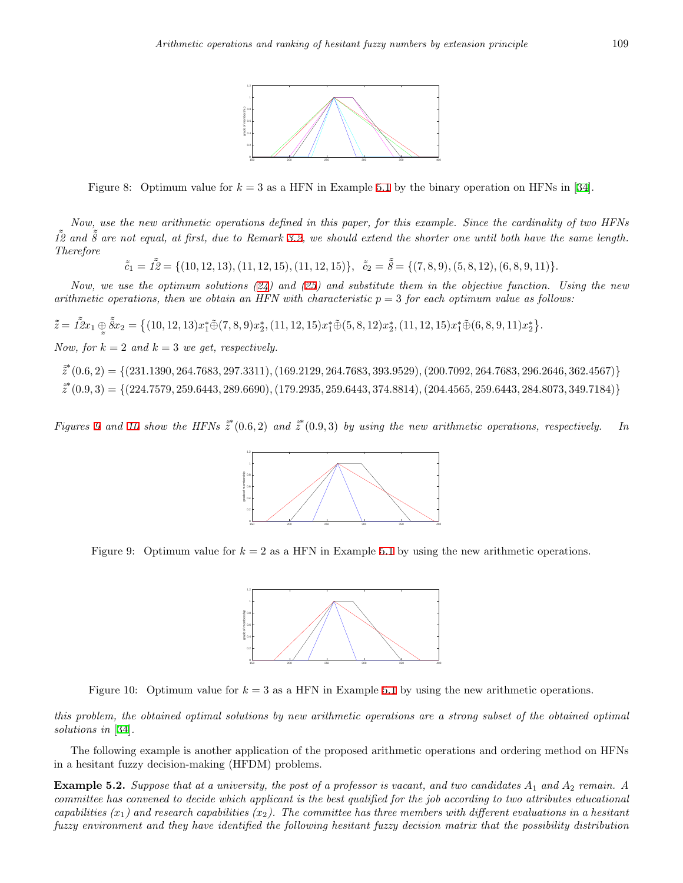Figure 8: Optimum value for $k = 3$ as a HFN in Example 5.1 by the binary operation on HFNs in [34].

*Now, use the new arithmetic operations defined in this paper, for this example. Since the cardinality of two HFNs* $\tilde{\tilde{12}}$ *and* $\tilde{\tilde{8}}$ *are not equal, at first, due to Remark 3.2, we should extend the shorter one until both have the same length. Therefore*

$$\tilde{\tilde{c}}_1 = \tilde{\tilde{12}} = \{(10, 12, 13), (11, 12, 15), (11, 12, 15)\}, \ \ \tilde{\tilde{c}}_2 = \tilde{\tilde{8}} = \{(7, 8, 9), (5, 8, 12), (6, 8, 9, 11)\}.$$

*Now, we use the optimum solutions (24) and (25) and substitute them in the objective function. Using the new arithmetic operations, then we obtain an HFN with characteristic* $p = 3$ *for each optimum value as follows:*

$$\tilde{\tilde{z}} = \tilde{\tilde{12}}x_1 \underset{\approx}{\oplus} \tilde{\tilde{8}}x_2 = \big\{(10, 12, 13)x_1^* \tilde{\oplus} (7, 8, 9)x_2^*, (11, 12, 15)x_1^* \tilde{\oplus} (5, 8, 12)x_2^*, (11, 12, 15)x_1^* \tilde{\oplus} (6, 8, 9, 11)x_2^*\big\}.$$

*Now, for* $k = 2$ *and* $k = 3$ *we get, respectively.*

$$\tilde{\tilde{z}}^*(0.6, 2) = \{(231.1390, 264.7683, 297.3311), (169.2129, 264.7683, 393.9529), (200.7092, 264.7683, 296.2646, 362.4567)\}$$

$$\tilde{\tilde{z}}^*(0.9, 3) = \{(224.7579, 259.6443, 289.6690), (179.2935, 259.6443, 374.8814), (204.4565, 259.6443, 284.8073, 349.7184)\}$$

*Figures 9 and 10 show the HFNs* $\tilde{\tilde{z}}^*(0.6, 2)$ *and* $\tilde{\tilde{z}}^*(0.9, 3)$ *by using the new arithmetic operations, respectively. In this problem, the obtained optimal solutions by new arithmetic operations are a strong subset of the obtained optimal solutions in [34].*

Figure 9: Optimum value for $k = 2$ as a HFN in Example 5.1 by using the new arithmetic operations.

Figure 10: Optimum value for $k = 3$ as a HFN in Example 5.1 by using the new arithmetic operations.

The following example is another application of the proposed arithmetic operations and ordering method on HFNs in a hesitant fuzzy decision-making (HFDM) problems.

**Example 5.2.** *Suppose that at a university, the post of a professor is vacant, and two candidates* $A_1$ *and* $A_2$ *remain. A committee has convened to decide which applicant is the best qualified for the job according to two attributes educational capabilities* ($x_1$) *and research capabilities* ($x_2$)*. The committee has three members with different evaluations in a hesitant fuzzy environment and they have identified the following hesitant fuzzy decision matrix that the possibility distribution*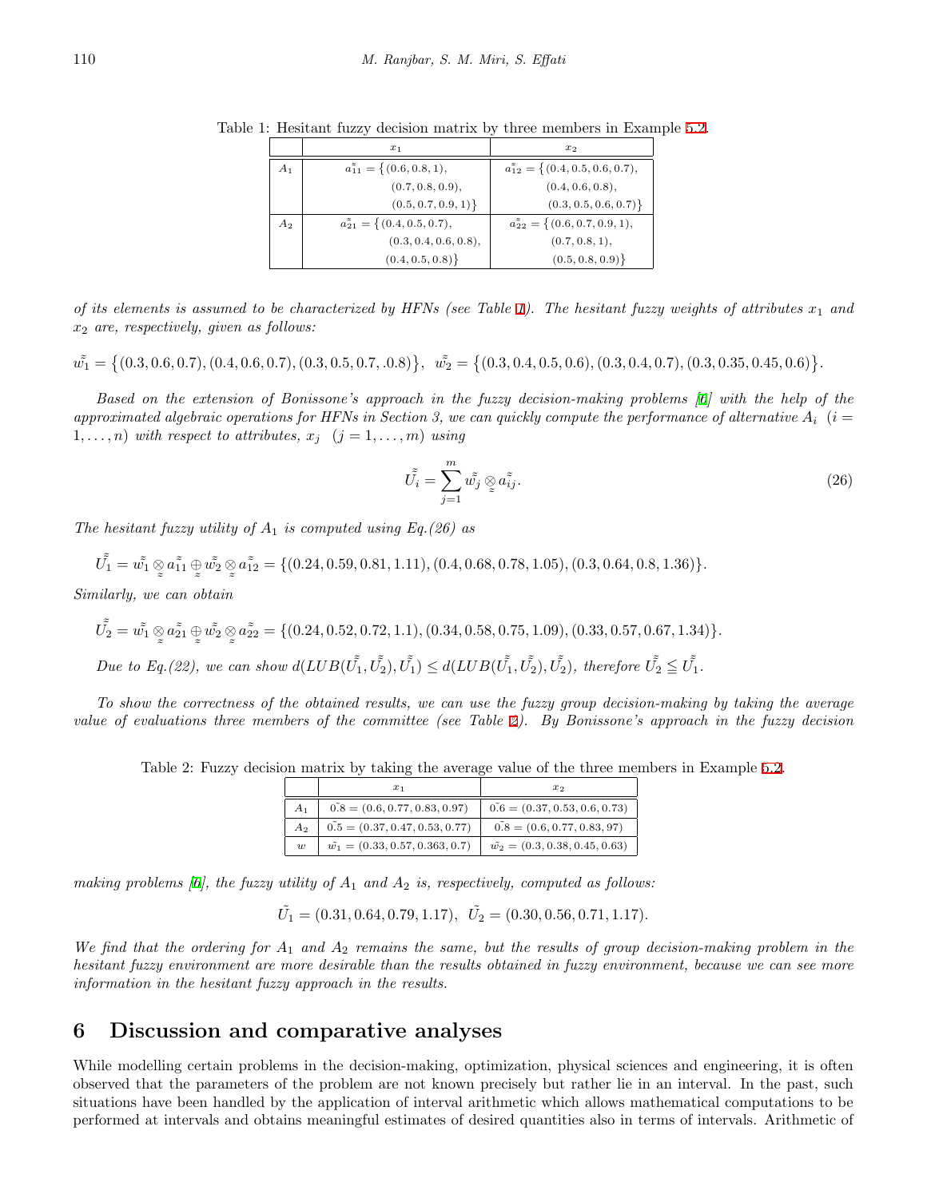Table 1: Hesitant fuzzy decision matrix by three members in Example 5.2.

| | $x_1$ | $x_2$ |
|---|---|---|
| $A_1$ | $\tilde{\tilde{a_{11}}} = \{(0.6, 0.8, 1), (0.7, 0.8, 0.9), (0.5, 0.7, 0.9, 1)\}$ | $\tilde{\tilde{a_{12}}} = \{(0.4, 0.5, 0.6, 0.7), (0.4, 0.6, 0.8), (0.3, 0.5, 0.6, 0.7)\}$ |
| $A_2$ | $\tilde{\tilde{a_{21}}} = \{(0.4, 0.5, 0.7), (0.3, 0.4, 0.6, 0.8), (0.4, 0.5, 0.8)\}$ | $\tilde{\tilde{a_{22}}} = \{(0.6, 0.7, 0.9, 1), (0.7, 0.8, 1), (0.5, 0.8, 0.9)\}$ |

*of its elements is assumed to be characterized by HFNs (see Table 1). The hesitant fuzzy weights of attributes $x_1$ and $x_2$ are, respectively, given as follows:*

$$\tilde{\tilde{w_1}} = \{(0.3, 0.6, 0.7), (0.4, 0.6, 0.7), (0.3, 0.5, 0.7, .0.8)\}, \quad \tilde{\tilde{w_2}} = \{(0.3, 0.4, 0.5, 0.6), (0.3, 0.4, 0.7), (0.3, 0.35, 0.45, 0.6)\}.$$

*Based on the extension of Bonissone's approach in the fuzzy decision-making problems [6] with the help of the approximated algebraic operations for HFNs in Section 3, we can quickly compute the performance of alternative $A_i$ $(i = 1, \ldots, n)$ with respect to attributes, $x_j$ $(j = 1, \ldots, m)$ using*

$$\tilde{\tilde{U_i}} = \sum_{j=1}^{m} \tilde{\tilde{w_j}} \underset{\approx}{\otimes} \tilde{\tilde{a_{ij}}}. \tag{26}$$

*The hesitant fuzzy utility of $A_1$ is computed using Eq.(26) as*

$$\tilde{\tilde{U_1}} = \tilde{\tilde{w_1}} \underset{\approx}{\otimes} \tilde{\tilde{a_{11}}} \underset{\approx}{\oplus} \tilde{\tilde{w_2}} \underset{\approx}{\otimes} \tilde{\tilde{a_{12}}} = \{(0.24, 0.59, 0.81, 1.11), (0.4, 0.68, 0.78, 1.05), (0.3, 0.64, 0.8, 1.36)\}.$$

*Similarly, we can obtain*

$$\tilde{\tilde{U_2}} = \tilde{\tilde{w_1}} \underset{\approx}{\otimes} \tilde{\tilde{a_{21}}} \underset{\approx}{\oplus} \tilde{\tilde{w_2}} \underset{\approx}{\otimes} \tilde{\tilde{a_{22}}} = \{(0.24, 0.52, 0.72, 1.1), (0.34, 0.58, 0.75, 1.09), (0.33, 0.57, 0.67, 1.34)\}.$$

*Due to Eq.(22), we can show $d(LUB(\tilde{\tilde{U_1}}, \tilde{\tilde{U_2}}), \tilde{\tilde{U_1}}) \leq d(LUB(\tilde{\tilde{U_1}}, \tilde{\tilde{U_2}}), \tilde{\tilde{U_2}})$, therefore $\tilde{\tilde{U_2}} \leqq \tilde{\tilde{U_1}}$.*

*To show the correctness of the obtained results, we can use the fuzzy group decision-making by taking the average value of evaluations three members of the committee (see Table 2). By Bonissone's approach in the fuzzy decision making problems [6], the fuzzy utility of $A_1$ and $A_2$ is, respectively, computed as follows:*

Table 2: Fuzzy decision matrix by taking the average value of the three members in Example 5.2.

| | $x_1$ | $x_2$ |
|---|---|---|
| $A_1$ | $\tilde{0.8} = (0.6, 0.77, 0.83, 0.97)$ | $\tilde{0.6} = (0.37, 0.53, 0.6, 0.73)$ |
| $A_2$ | $\tilde{0.5} = (0.37, 0.47, 0.53, 0.77)$ | $\tilde{0.8} = (0.6, 0.77, 0.83, 97)$ |
| $w$ | $\tilde{w_1} = (0.33, 0.57, 0.363, 0.7)$ | $\tilde{w_2} = (0.3, 0.38, 0.45, 0.63)$ |

$$\tilde{U_1} = (0.31, 0.64, 0.79, 1.17), \quad \tilde{U_2} = (0.30, 0.56, 0.71, 1.17).$$

*We find that the ordering for $A_1$ and $A_2$ remains the same, but the results of group decision-making problem in the hesitant fuzzy environment are more desirable than the results obtained in fuzzy environment, because we can see more information in the hesitant fuzzy approach in the results.*

## 6 Discussion and comparative analyses

While modelling certain problems in the decision-making, optimization, physical sciences and engineering, it is often observed that the parameters of the problem are not known precisely but rather lie in an interval. In the past, such situations have been handled by the application of interval arithmetic which allows mathematical computations to be performed at intervals and obtains meaningful estimates of desired quantities also in terms of intervals. Arithmetic of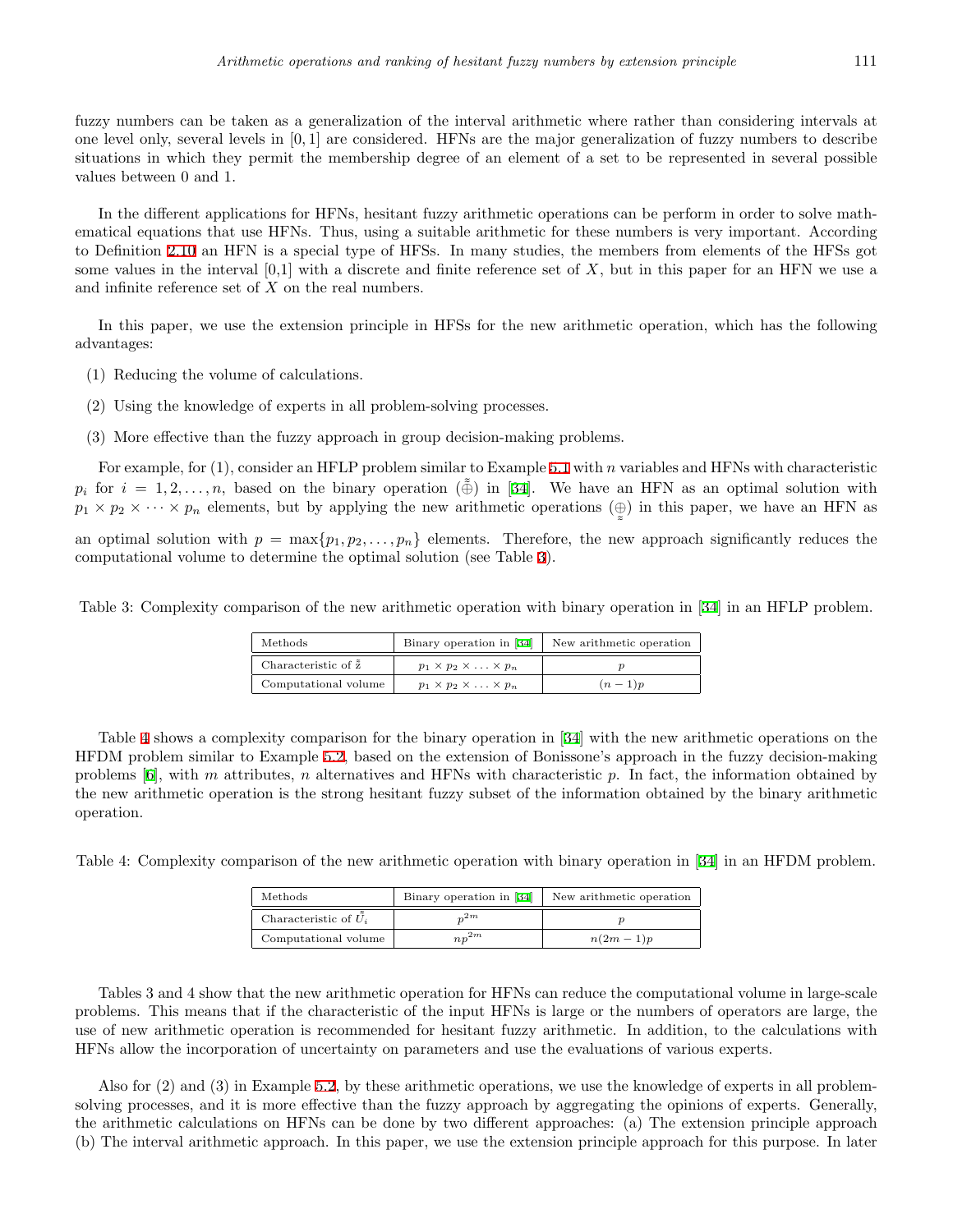fuzzy numbers can be taken as a generalization of the interval arithmetic where rather than considering intervals at one level only, several levels in $[0, 1]$ are considered. HFNs are the major generalization of fuzzy numbers to describe situations in which they permit the membership degree of an element of a set to be represented in several possible values between 0 and 1.

In the different applications for HFNs, hesitant fuzzy arithmetic operations can be perform in order to solve mathematical equations that use HFNs. Thus, using a suitable arithmetic for these numbers is very important. According to Definition 2.10 an HFN is a special type of HFSs. In many studies, the members from elements of the HFSs got some values in the interval [0,1] with a discrete and finite reference set of $X$, but in this paper for an HFN we use a and infinite reference set of $X$ on the real numbers.

In this paper, we use the extension principle in HFSs for the new arithmetic operation, which has the following advantages:

(1) Reducing the volume of calculations.

(2) Using the knowledge of experts in all problem-solving processes.

(3) More effective than the fuzzy approach in group decision-making problems.

For example, for (1), consider an HFLP problem similar to Example 5.1 with $n$ variables and HFNs with characteristic $p_i$ for $i = 1, 2, \ldots, n$, based on the binary operation ($\tilde{\tilde{\oplus}}$) in [34]. We have an HFN as an optimal solution with $p_1 \times p_2 \times \cdots \times p_n$ elements, but by applying the new arithmetic operations ($\underset{\approx}{\oplus}$) in this paper, we have an HFN as an optimal solution with $p = \max\{p_1, p_2, \ldots, p_n\}$ elements. Therefore, the new approach significantly reduces the computational volume to determine the optimal solution (see Table 3).

Table 3: Complexity comparison of the new arithmetic operation with binary operation in [34] in an HFLP problem.

| Methods | Binary operation in [34] | New arithmetic operation |
|---|---|---|
| Characteristic of $\tilde{\tilde{z}}$ | $p_1 \times p_2 \times \ldots \times p_n$ | $p$ |
| Computational volume | $p_1 \times p_2 \times \ldots \times p_n$ | $(n-1)p$ |

Table 4 shows a complexity comparison for the binary operation in [34] with the new arithmetic operations on the HFDM problem similar to Example 5.2, based on the extension of Bonissone's approach in the fuzzy decision-making problems [6], with $m$ attributes, $n$ alternatives and HFNs with characteristic $p$. In fact, the information obtained by the new arithmetic operation is the strong hesitant fuzzy subset of the information obtained by the binary arithmetic operation.

Table 4: Complexity comparison of the new arithmetic operation with binary operation in [34] in an HFDM problem.

| Methods | Binary operation in [34] | New arithmetic operation |
|---|---|---|
| Characteristic of $\tilde{\tilde{U}}_i$ | $p^{2m}$ | $p$ |
| Computational volume | $np^{2m}$ | $n(2m-1)p$ |

Tables 3 and 4 show that the new arithmetic operation for HFNs can reduce the computational volume in large-scale problems. This means that if the characteristic of the input HFNs is large or the numbers of operators are large, the use of new arithmetic operation is recommended for hesitant fuzzy arithmetic. In addition, to the calculations with HFNs allow the incorporation of uncertainty on parameters and use the evaluations of various experts.

Also for (2) and (3) in Example 5.2, by these arithmetic operations, we use the knowledge of experts in all problem-solving processes, and it is more effective than the fuzzy approach by aggregating the opinions of experts. Generally, the arithmetic calculations on HFNs can be done by two different approaches: (a) The extension principle approach (b) The interval arithmetic approach. In this paper, we use the extension principle approach for this purpose. In later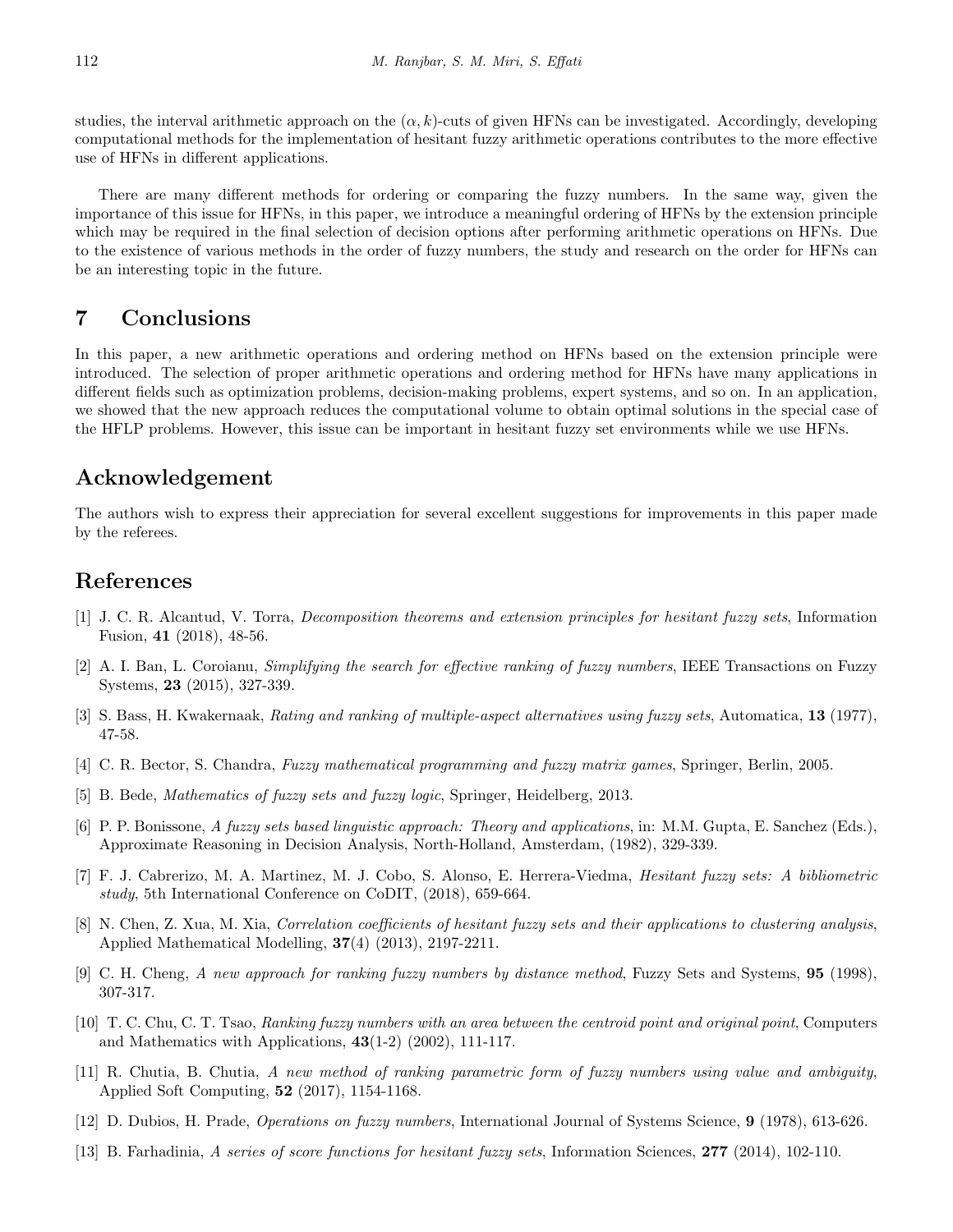studies, the interval arithmetic approach on the $(\alpha, k)$-cuts of given HFNs can be investigated. Accordingly, developing computational methods for the implementation of hesitant fuzzy arithmetic operations contributes to the more effective use of HFNs in different applications.

There are many different methods for ordering or comparing the fuzzy numbers. In the same way, given the importance of this issue for HFNs, in this paper, we introduce a meaningful ordering of HFNs by the extension principle which may be required in the final selection of decision options after performing arithmetic operations on HFNs. Due to the existence of various methods in the order of fuzzy numbers, the study and research on the order for HFNs can be an interesting topic in the future.

## 7 Conclusions

In this paper, a new arithmetic operations and ordering method on HFNs based on the extension principle were introduced. The selection of proper arithmetic operations and ordering method for HFNs have many applications in different fields such as optimization problems, decision-making problems, expert systems, and so on. In an application, we showed that the new approach reduces the computational volume to obtain optimal solutions in the special case of the HFLP problems. However, this issue can be important in hesitant fuzzy set environments while we use HFNs.

## Acknowledgement

The authors wish to express their appreciation for several excellent suggestions for improvements in this paper made by the referees.

## References

[1] J. C. R. Alcantud, V. Torra, *Decomposition theorems and extension principles for hesitant fuzzy sets*, Information Fusion, **41** (2018), 48-56.

[2] A. I. Ban, L. Coroianu, *Simplifying the search for effective ranking of fuzzy numbers*, IEEE Transactions on Fuzzy Systems, **23** (2015), 327-339.

[3] S. Bass, H. Kwakernaak, *Rating and ranking of multiple-aspect alternatives using fuzzy sets*, Automatica, **13** (1977), 47-58.

[4] C. R. Bector, S. Chandra, *Fuzzy mathematical programming and fuzzy matrix games*, Springer, Berlin, 2005.

[5] B. Bede, *Mathematics of fuzzy sets and fuzzy logic*, Springer, Heidelberg, 2013.

[6] P. P. Bonissone, *A fuzzy sets based linguistic approach: Theory and applications*, in: M.M. Gupta, E. Sanchez (Eds.), Approximate Reasoning in Decision Analysis, North-Holland, Amsterdam, (1982), 329-339.

[7] F. J. Cabrerizo, M. A. Martinez, M. J. Cobo, S. Alonso, E. Herrera-Viedma, *Hesitant fuzzy sets: A bibliometric study*, 5th International Conference on CoDIT, (2018), 659-664.

[8] N. Chen, Z. Xua, M. Xia, *Correlation coefficients of hesitant fuzzy sets and their applications to clustering analysis*, Applied Mathematical Modelling, **37**(4) (2013), 2197-2211.

[9] C. H. Cheng, *A new approach for ranking fuzzy numbers by distance method*, Fuzzy Sets and Systems, **95** (1998), 307-317.

[10] T. C. Chu, C. T. Tsao, *Ranking fuzzy numbers with an area between the centroid point and original point*, Computers and Mathematics with Applications, **43**(1-2) (2002), 111-117.

[11] R. Chutia, B. Chutia, *A new method of ranking parametric form of fuzzy numbers using value and ambiguity*, Applied Soft Computing, **52** (2017), 1154-1168.

[12] D. Dubios, H. Prade, *Operations on fuzzy numbers*, International Journal of Systems Science, **9** (1978), 613-626.

[13] B. Farhadinia, *A series of score functions for hesitant fuzzy sets*, Information Sciences, **277** (2014), 102-110.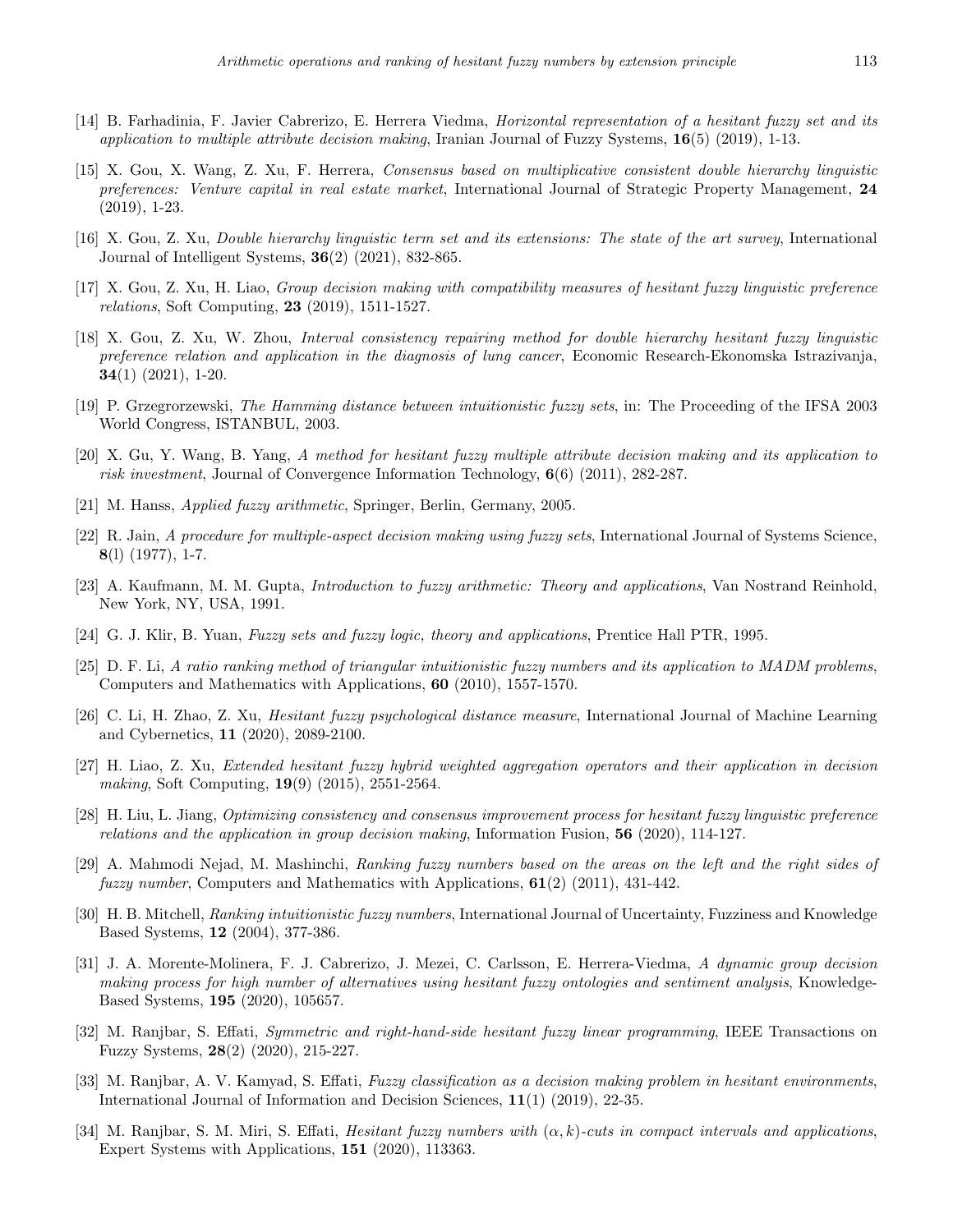[14] B. Farhadinia, F. Javier Cabrerizo, E. Herrera Viedma, *Horizontal representation of a hesitant fuzzy set and its application to multiple attribute decision making*, Iranian Journal of Fuzzy Systems, **16**(5) (2019), 1-13.

[15] X. Gou, X. Wang, Z. Xu, F. Herrera, *Consensus based on multiplicative consistent double hierarchy linguistic preferences: Venture capital in real estate market*, International Journal of Strategic Property Management, **24** (2019), 1-23.

[16] X. Gou, Z. Xu, *Double hierarchy linguistic term set and its extensions: The state of the art survey*, International Journal of Intelligent Systems, **36**(2) (2021), 832-865.

[17] X. Gou, Z. Xu, H. Liao, *Group decision making with compatibility measures of hesitant fuzzy linguistic preference relations*, Soft Computing, **23** (2019), 1511-1527.

[18] X. Gou, Z. Xu, W. Zhou, *Interval consistency repairing method for double hierarchy hesitant fuzzy linguistic preference relation and application in the diagnosis of lung cancer*, Economic Research-Ekonomska Istrazivanja, **34**(1) (2021), 1-20.

[19] P. Grzegrorzewski, *The Hamming distance between intuitionistic fuzzy sets*, in: The Proceeding of the IFSA 2003 World Congress, ISTANBUL, 2003.

[20] X. Gu, Y. Wang, B. Yang, *A method for hesitant fuzzy multiple attribute decision making and its application to risk investment*, Journal of Convergence Information Technology, **6**(6) (2011), 282-287.

[21] M. Hanss, *Applied fuzzy arithmetic*, Springer, Berlin, Germany, 2005.

[22] R. Jain, *A procedure for multiple-aspect decision making using fuzzy sets*, International Journal of Systems Science, **8**(l) (1977), 1-7.

[23] A. Kaufmann, M. M. Gupta, *Introduction to fuzzy arithmetic: Theory and applications*, Van Nostrand Reinhold, New York, NY, USA, 1991.

[24] G. J. Klir, B. Yuan, *Fuzzy sets and fuzzy logic, theory and applications*, Prentice Hall PTR, 1995.

[25] D. F. Li, *A ratio ranking method of triangular intuitionistic fuzzy numbers and its application to MADM problems*, Computers and Mathematics with Applications, **60** (2010), 1557-1570.

[26] C. Li, H. Zhao, Z. Xu, *Hesitant fuzzy psychological distance measure*, International Journal of Machine Learning and Cybernetics, **11** (2020), 2089-2100.

[27] H. Liao, Z. Xu, *Extended hesitant fuzzy hybrid weighted aggregation operators and their application in decision making*, Soft Computing, **19**(9) (2015), 2551-2564.

[28] H. Liu, L. Jiang, *Optimizing consistency and consensus improvement process for hesitant fuzzy linguistic preference relations and the application in group decision making*, Information Fusion, **56** (2020), 114-127.

[29] A. Mahmodi Nejad, M. Mashinchi, *Ranking fuzzy numbers based on the areas on the left and the right sides of fuzzy number*, Computers and Mathematics with Applications, **61**(2) (2011), 431-442.

[30] H. B. Mitchell, *Ranking intuitionistic fuzzy numbers*, International Journal of Uncertainty, Fuzziness and Knowledge Based Systems, **12** (2004), 377-386.

[31] J. A. Morente-Molinera, F. J. Cabrerizo, J. Mezei, C. Carlsson, E. Herrera-Viedma, *A dynamic group decision making process for high number of alternatives using hesitant fuzzy ontologies and sentiment analysis*, Knowledge-Based Systems, **195** (2020), 105657.

[32] M. Ranjbar, S. Effati, *Symmetric and right-hand-side hesitant fuzzy linear programming*, IEEE Transactions on Fuzzy Systems, **28**(2) (2020), 215-227.

[33] M. Ranjbar, A. V. Kamyad, S. Effati, *Fuzzy classification as a decision making problem in hesitant environments*, International Journal of Information and Decision Sciences, **11**(1) (2019), 22-35.

[34] M. Ranjbar, S. M. Miri, S. Effati, *Hesitant fuzzy numbers with $(\alpha, k)$-cuts in compact intervals and applications*, Expert Systems with Applications, **151** (2020), 113363.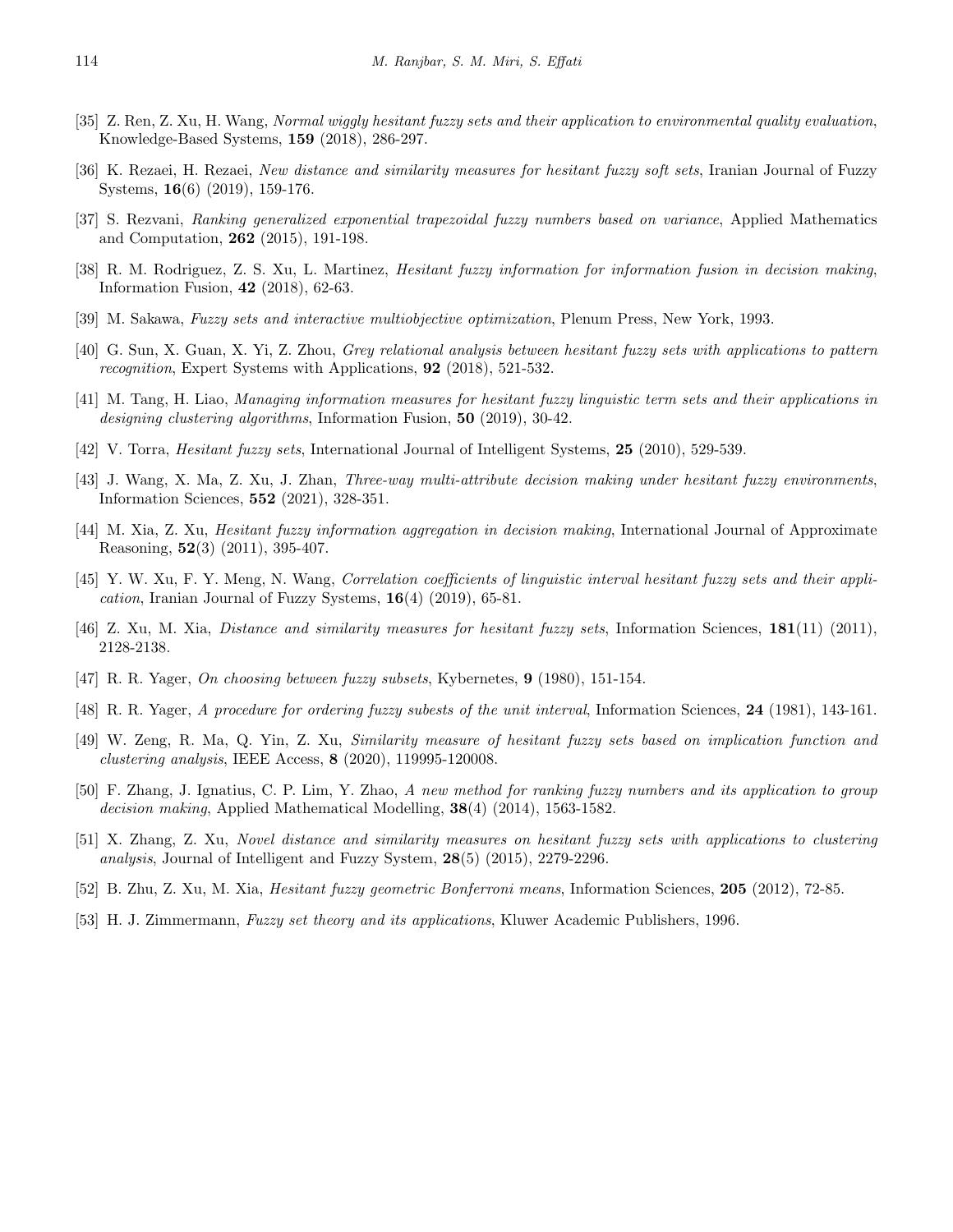[35] Z. Ren, Z. Xu, H. Wang, *Normal wiggly hesitant fuzzy sets and their application to environmental quality evaluation*, Knowledge-Based Systems, **159** (2018), 286-297.

[36] K. Rezaei, H. Rezaei, *New distance and similarity measures for hesitant fuzzy soft sets*, Iranian Journal of Fuzzy Systems, **16**(6) (2019), 159-176.

[37] S. Rezvani, *Ranking generalized exponential trapezoidal fuzzy numbers based on variance*, Applied Mathematics and Computation, **262** (2015), 191-198.

[38] R. M. Rodriguez, Z. S. Xu, L. Martinez, *Hesitant fuzzy information for information fusion in decision making*, Information Fusion, **42** (2018), 62-63.

[39] M. Sakawa, *Fuzzy sets and interactive multiobjective optimization*, Plenum Press, New York, 1993.

[40] G. Sun, X. Guan, X. Yi, Z. Zhou, *Grey relational analysis between hesitant fuzzy sets with applications to pattern recognition*, Expert Systems with Applications, **92** (2018), 521-532.

[41] M. Tang, H. Liao, *Managing information measures for hesitant fuzzy linguistic term sets and their applications in designing clustering algorithms*, Information Fusion, **50** (2019), 30-42.

[42] V. Torra, *Hesitant fuzzy sets*, International Journal of Intelligent Systems, **25** (2010), 529-539.

[43] J. Wang, X. Ma, Z. Xu, J. Zhan, *Three-way multi-attribute decision making under hesitant fuzzy environments*, Information Sciences, **552** (2021), 328-351.

[44] M. Xia, Z. Xu, *Hesitant fuzzy information aggregation in decision making*, International Journal of Approximate Reasoning, **52**(3) (2011), 395-407.

[45] Y. W. Xu, F. Y. Meng, N. Wang, *Correlation coefficients of linguistic interval hesitant fuzzy sets and their application*, Iranian Journal of Fuzzy Systems, **16**(4) (2019), 65-81.

[46] Z. Xu, M. Xia, *Distance and similarity measures for hesitant fuzzy sets*, Information Sciences, **181**(11) (2011), 2128-2138.

[47] R. R. Yager, *On choosing between fuzzy subsets*, Kybernetes, **9** (1980), 151-154.

[48] R. R. Yager, *A procedure for ordering fuzzy subests of the unit interval*, Information Sciences, **24** (1981), 143-161.

[49] W. Zeng, R. Ma, Q. Yin, Z. Xu, *Similarity measure of hesitant fuzzy sets based on implication function and clustering analysis*, IEEE Access, **8** (2020), 119995-120008.

[50] F. Zhang, J. Ignatius, C. P. Lim, Y. Zhao, *A new method for ranking fuzzy numbers and its application to group decision making*, Applied Mathematical Modelling, **38**(4) (2014), 1563-1582.

[51] X. Zhang, Z. Xu, *Novel distance and similarity measures on hesitant fuzzy sets with applications to clustering analysis*, Journal of Intelligent and Fuzzy System, **28**(5) (2015), 2279-2296.

[52] B. Zhu, Z. Xu, M. Xia, *Hesitant fuzzy geometric Bonferroni means*, Information Sciences, **205** (2012), 72-85.

[53] H. J. Zimmermann, *Fuzzy set theory and its applications*, Kluwer Academic Publishers, 1996.